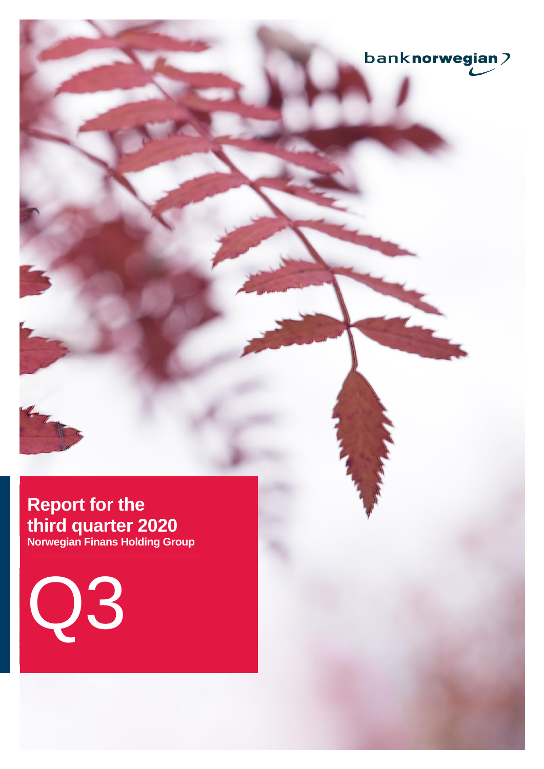banknorwegian

# Report for the third quarter 2020

**Norwegian Finans Holding Group**

Q3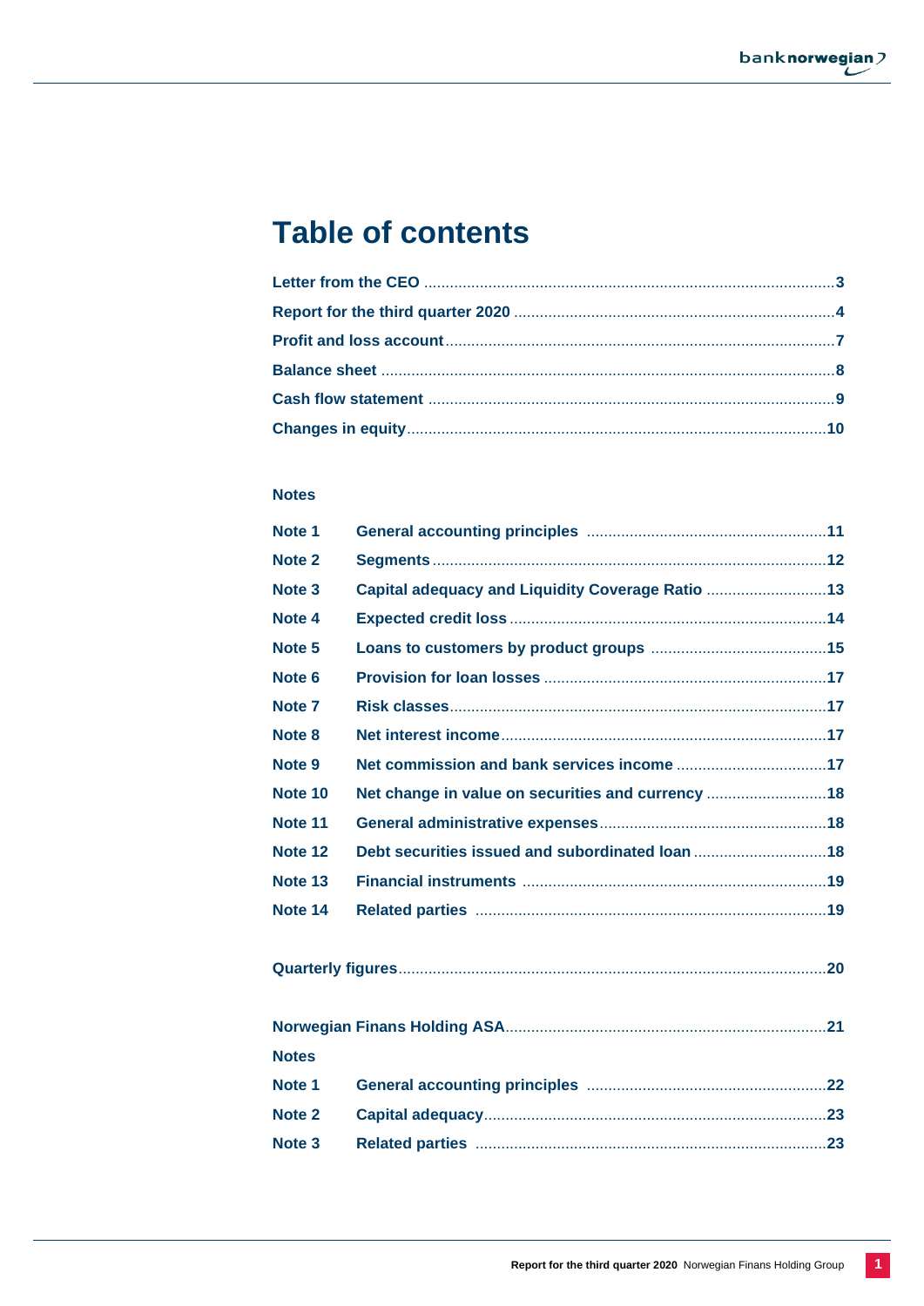# Table of contents

Letter from the CEO ..... 3
Report for the third quarter 2020 ..... 4
Profit and loss account ..... 7
Balance sheet ..... 8
Cash flow statement ..... 9
Changes in equity ..... 10

## Notes

| | | |
|---|---|---|
| Note 1 | General accounting principles | 11 |
| Note 2 | Segments | 12 |
| Note 3 | Capital adequacy and Liquidity Coverage Ratio | 13 |
| Note 4 | Expected credit loss | 14 |
| Note 5 | Loans to customers by product groups | 15 |
| Note 6 | Provision for loan losses | 17 |
| Note 7 | Risk classes | 17 |
| Note 8 | Net interest income | 17 |
| Note 9 | Net commission and bank services income | 17 |
| Note 10 | Net change in value on securities and currency | 18 |
| Note 11 | General administrative expenses | 18 |
| Note 12 | Debt securities issued and subordinated loan | 18 |
| Note 13 | Financial instruments | 19 |
| Note 14 | Related parties | 19 |

Quarterly figures ..... 20

Norwegian Finans Holding ASA ..... 21

## Notes

| | | |
|---|---|---|
| Note 1 | General accounting principles | 22 |
| Note 2 | Capital adequacy | 23 |
| Note 3 | Related parties | 23 |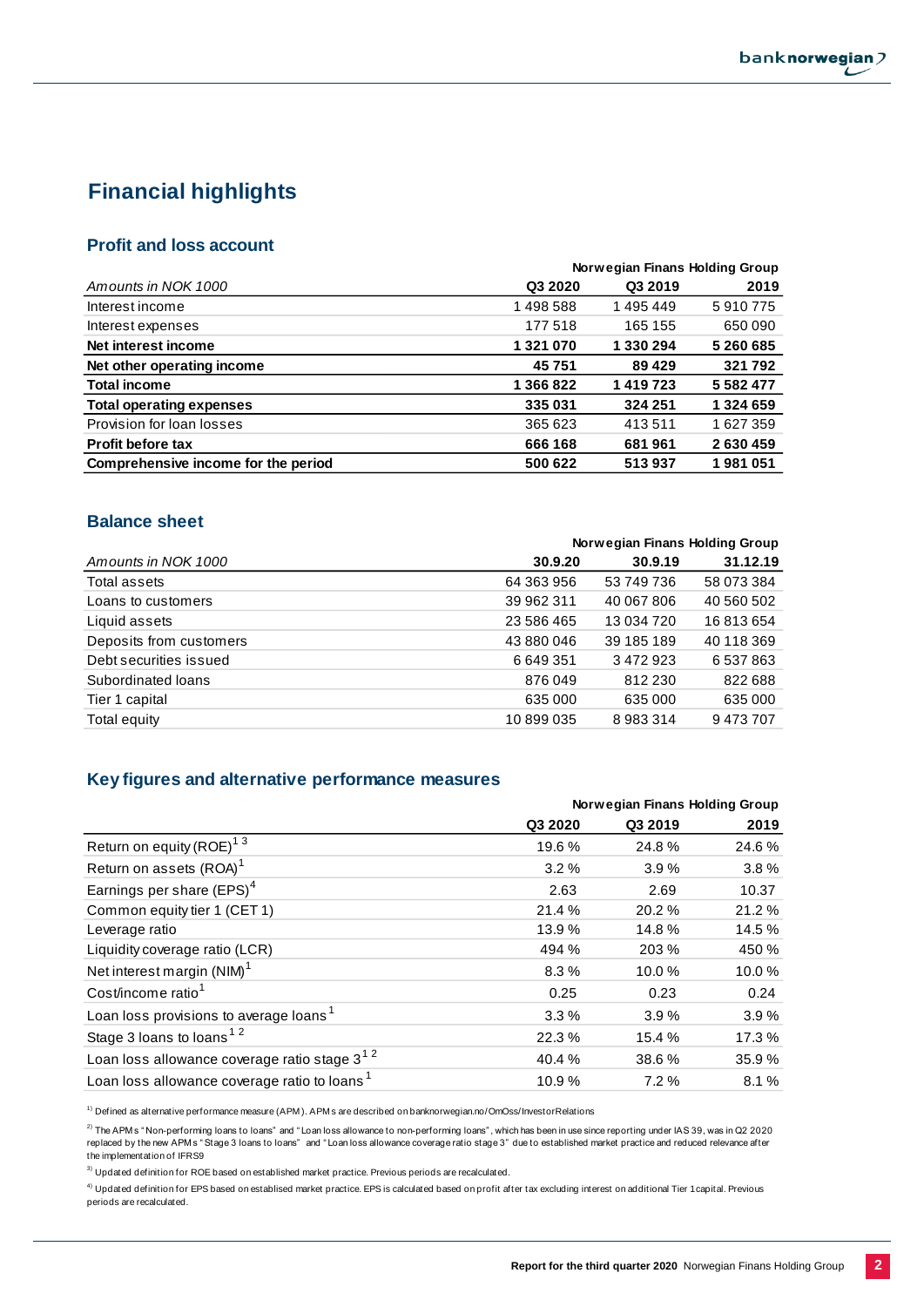# Financial highlights

## Profit and loss account

| Amounts in NOK 1000 | Norwegian Finans Holding Group | | |
|---|---|---|---|
| | **Q3 2020** | **Q3 2019** | **2019** |
| Interest income | 1 498 588 | 1 495 449 | 5 910 775 |
| Interest expenses | 177 518 | 165 155 | 650 090 |
| **Net interest income** | **1 321 070** | **1 330 294** | **5 260 685** |
| **Net other operating income** | **45 751** | **89 429** | **321 792** |
| **Total income** | **1 366 822** | **1 419 723** | **5 582 477** |
| **Total operating expenses** | **335 031** | **324 251** | **1 324 659** |
| Provision for loan losses | 365 623 | 413 511 | 1 627 359 |
| **Profit before tax** | **666 168** | **681 961** | **2 630 459** |
| **Comprehensive income for the period** | **500 622** | **513 937** | **1 981 051** |

## Balance sheet

| Amounts in NOK 1000 | Norwegian Finans Holding Group | | |
|---|---|---|---|
| | **30.9.20** | **30.9.19** | **31.12.19** |
| Total assets | 64 363 956 | 53 749 736 | 58 073 384 |
| Loans to customers | 39 962 311 | 40 067 806 | 40 560 502 |
| Liquid assets | 23 586 465 | 13 034 720 | 16 813 654 |
| Deposits from customers | 43 880 046 | 39 185 189 | 40 118 369 |
| Debt securities issued | 6 649 351 | 3 472 923 | 6 537 863 |
| Subordinated loans | 876 049 | 812 230 | 822 688 |
| Tier 1 capital | 635 000 | 635 000 | 635 000 |
| Total equity | 10 899 035 | 8 983 314 | 9 473 707 |

## Key figures and alternative performance measures

| | Norwegian Finans Holding Group | | |
|---|---|---|---|
| | **Q3 2020** | **Q3 2019** | **2019** |
| Return on equity (ROE)[1 3] | 19.6 % | 24.8 % | 24.6 % |
| Return on assets (ROA)[1] | 3.2 % | 3.9 % | 3.8 % |
| Earnings per share (EPS)[4] | 2.63 | 2.69 | 10.37 |
| Common equity tier 1 (CET 1) | 21.4 % | 20.2 % | 21.2 % |
| Leverage ratio | 13.9 % | 14.8 % | 14.5 % |
| Liquidity coverage ratio (LCR) | 494 % | 203 % | 450 % |
| Net interest margin (NIM)[1] | 8.3 % | 10.0 % | 10.0 % |
| Cost/income ratio[1] | 0.25 | 0.23 | 0.24 |
| Loan loss provisions to average loans[1] | 3.3 % | 3.9 % | 3.9 % |
| Stage 3 loans to loans[1 2] | 22.3 % | 15.4 % | 17.3 % |
| Loan loss allowance coverage ratio stage 3[1 2] | 40.4 % | 38.6 % | 35.9 % |
| Loan loss allowance coverage ratio to loans[1] | 10.9 % | 7.2 % | 8.1 % |

[1)] Defined as alternative performance measure (APM). APMs are described on banknorwegian.no/OmOss/InvestorRelations

[2)] The APMs "Non-performing loans to loans" and "Loan loss allowance to non-performing loans", which has been in use since reporting under IAS 39, was in Q2 2020 replaced by the new APMs "Stage 3 loans to loans" and "Loan loss allowance coverage ratio stage 3" due to established market practice and reduced relevance after the implementation of IFRS9

[3)] Updated definition for ROE based on established market practice. Previous periods are recalculated.

[4)] Updated definition for EPS based on establised market practice. EPS is calculated based on profit after tax excluding interest on additional Tier 1capital. Previous periods are recalculated.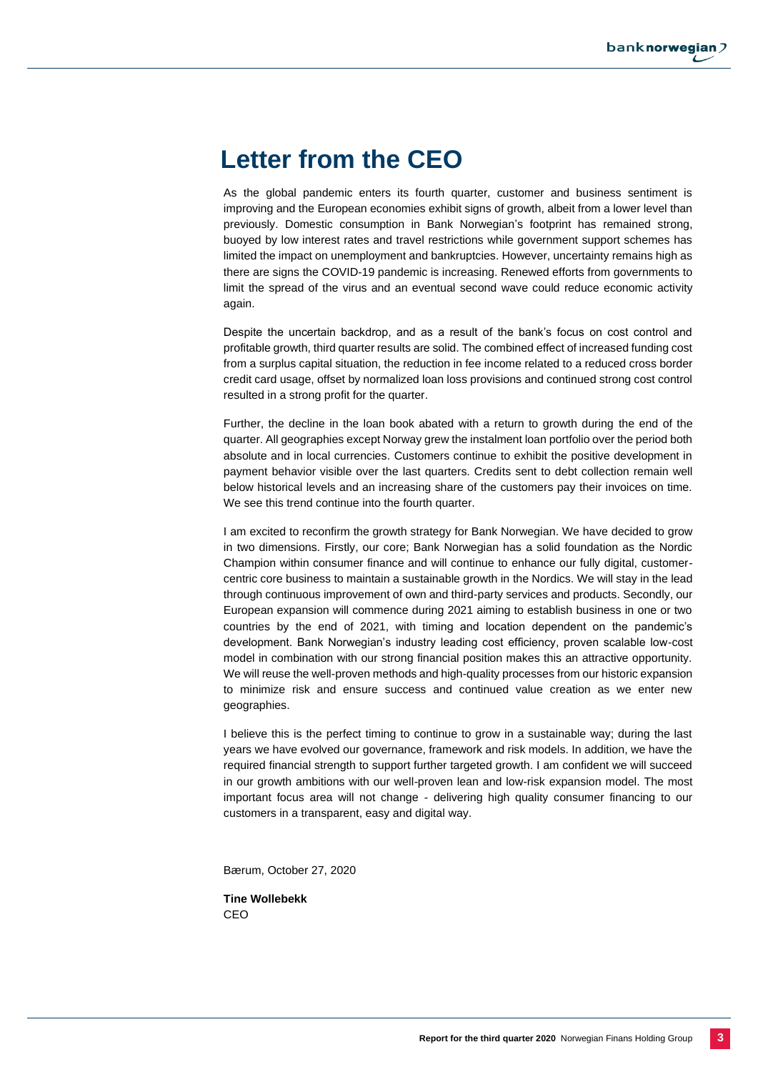# Letter from the CEO

As the global pandemic enters its fourth quarter, customer and business sentiment is improving and the European economies exhibit signs of growth, albeit from a lower level than previously. Domestic consumption in Bank Norwegian's footprint has remained strong, buoyed by low interest rates and travel restrictions while government support schemes has limited the impact on unemployment and bankruptcies. However, uncertainty remains high as there are signs the COVID-19 pandemic is increasing. Renewed efforts from governments to limit the spread of the virus and an eventual second wave could reduce economic activity again.

Despite the uncertain backdrop, and as a result of the bank's focus on cost control and profitable growth, third quarter results are solid. The combined effect of increased funding cost from a surplus capital situation, the reduction in fee income related to a reduced cross border credit card usage, offset by normalized loan loss provisions and continued strong cost control resulted in a strong profit for the quarter.

Further, the decline in the loan book abated with a return to growth during the end of the quarter. All geographies except Norway grew the instalment loan portfolio over the period both absolute and in local currencies. Customers continue to exhibit the positive development in payment behavior visible over the last quarters. Credits sent to debt collection remain well below historical levels and an increasing share of the customers pay their invoices on time. We see this trend continue into the fourth quarter.

I am excited to reconfirm the growth strategy for Bank Norwegian. We have decided to grow in two dimensions. Firstly, our core; Bank Norwegian has a solid foundation as the Nordic Champion within consumer finance and will continue to enhance our fully digital, customer-centric core business to maintain a sustainable growth in the Nordics. We will stay in the lead through continuous improvement of own and third-party services and products. Secondly, our European expansion will commence during 2021 aiming to establish business in one or two countries by the end of 2021, with timing and location dependent on the pandemic's development. Bank Norwegian's industry leading cost efficiency, proven scalable low-cost model in combination with our strong financial position makes this an attractive opportunity. We will reuse the well-proven methods and high-quality processes from our historic expansion to minimize risk and ensure success and continued value creation as we enter new geographies.

I believe this is the perfect timing to continue to grow in a sustainable way; during the last years we have evolved our governance, framework and risk models. In addition, we have the required financial strength to support further targeted growth. I am confident we will succeed in our growth ambitions with our well-proven lean and low-risk expansion model. The most important focus area will not change - delivering high quality consumer financing to our customers in a transparent, easy and digital way.

Bærum, October 27, 2020

**Tine Wollebekk**
CEO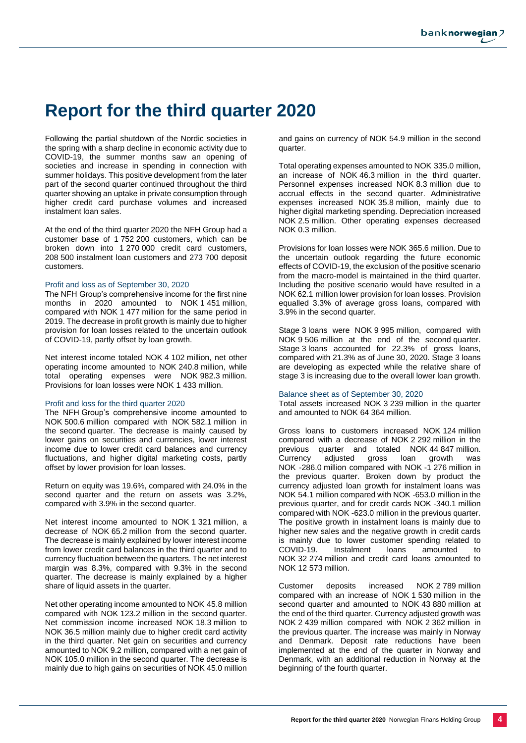# Report for the third quarter 2020

Following the partial shutdown of the Nordic societies in the spring with a sharp decline in economic activity due to COVID-19, the summer months saw an opening of societies and increase in spending in connection with summer holidays. This positive development from the later part of the second quarter continued throughout the third quarter showing an uptake in private consumption through higher credit card purchase volumes and increased instalment loan sales.

At the end of the third quarter 2020 the NFH Group had a customer base of 1 752 200 customers, which can be broken down into 1 270 000 credit card customers, 208 500 instalment loan customers and 273 700 deposit customers.

### Profit and loss as of September 30, 2020

The NFH Group's comprehensive income for the first nine months in 2020 amounted to NOK 1 451 million, compared with NOK 1 477 million for the same period in 2019. The decrease in profit growth is mainly due to higher provision for loan losses related to the uncertain outlook of COVID-19, partly offset by loan growth.

Net interest income totaled NOK 4 102 million, net other operating income amounted to NOK 240.8 million, while total operating expenses were NOK 982.3 million. Provisions for loan losses were NOK 1 433 million.

### Profit and loss for the third quarter 2020

The NFH Group's comprehensive income amounted to NOK 500.6 million compared with NOK 582.1 million in the second quarter. The decrease is mainly caused by lower gains on securities and currencies, lower interest income due to lower credit card balances and currency fluctuations, and higher digital marketing costs, partly offset by lower provision for loan losses.

Return on equity was 19.6%, compared with 24.0% in the second quarter and the return on assets was 3.2%, compared with 3.9% in the second quarter.

Net interest income amounted to NOK 1 321 million, a decrease of NOK 65.2 million from the second quarter. The decrease is mainly explained by lower interest income from lower credit card balances in the third quarter and to currency fluctuation between the quarters. The net interest margin was 8.3%, compared with 9.3% in the second quarter. The decrease is mainly explained by a higher share of liquid assets in the quarter.

Net other operating income amounted to NOK 45.8 million compared with NOK 123.2 million in the second quarter. Net commission income increased NOK 18.3 million to NOK 36.5 million mainly due to higher credit card activity in the third quarter. Net gain on securities and currency amounted to NOK 9.2 million, compared with a net gain of NOK 105.0 million in the second quarter. The decrease is mainly due to high gains on securities of NOK 45.0 million and gains on currency of NOK 54.9 million in the second quarter.

Total operating expenses amounted to NOK 335.0 million, an increase of NOK 46.3 million in the third quarter. Personnel expenses increased NOK 8.3 million due to accrual effects in the second quarter. Administrative expenses increased NOK 35.8 million, mainly due to higher digital marketing spending. Depreciation increased NOK 2.5 million. Other operating expenses decreased NOK 0.3 million.

Provisions for loan losses were NOK 365.6 million. Due to the uncertain outlook regarding the future economic effects of COVID-19, the exclusion of the positive scenario from the macro-model is maintained in the third quarter. Including the positive scenario would have resulted in a NOK 62.1 million lower provision for loan losses. Provision equalled 3.3% of average gross loans, compared with 3.9% in the second quarter.

Stage 3 loans were NOK 9 995 million, compared with NOK 9 506 million at the end of the second quarter. Stage 3 loans accounted for 22.3% of gross loans, compared with 21.3% as of June 30, 2020. Stage 3 loans are developing as expected while the relative share of stage 3 is increasing due to the overall lower loan growth.

### Balance sheet as of September 30, 2020

Total assets increased NOK 3 239 million in the quarter and amounted to NOK 64 364 million.

Gross loans to customers increased NOK 124 million compared with a decrease of NOK 2 292 million in the previous quarter and totaled NOK 44 847 million. Currency adjusted gross loan growth was NOK -286.0 million compared with NOK -1 276 million in the previous quarter. Broken down by product the currency adjusted loan growth for instalment loans was NOK 54.1 million compared with NOK -653.0 million in the previous quarter, and for credit cards NOK -340.1 million compared with NOK -623.0 million in the previous quarter. The positive growth in instalment loans is mainly due to higher new sales and the negative growth in credit cards is mainly due to lower customer spending related to COVID-19. Instalment loans amounted to NOK 32 274 million and credit card loans amounted to NOK 12 573 million.

Customer deposits increased NOK 2 789 million compared with an increase of NOK 1 530 million in the second quarter and amounted to NOK 43 880 million at the end of the third quarter. Currency adjusted growth was NOK 2 439 million compared with NOK 2 362 million in the previous quarter. The increase was mainly in Norway and Denmark. Deposit rate reductions have been implemented at the end of the quarter in Norway and Denmark, with an additional reduction in Norway at the beginning of the fourth quarter.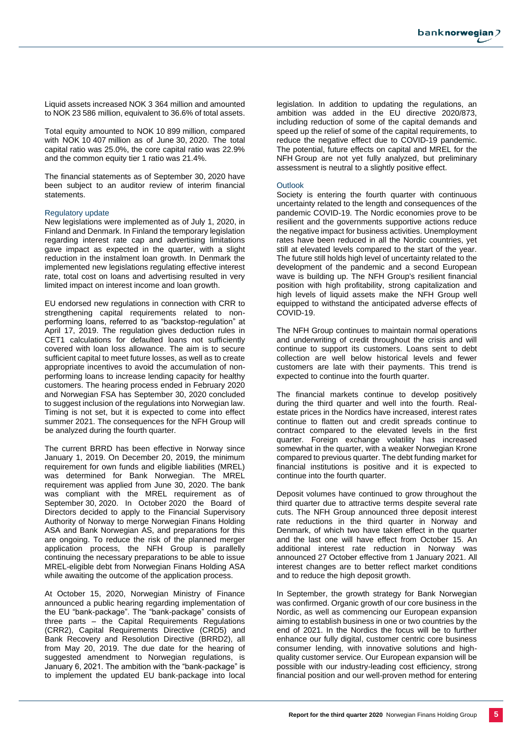Liquid assets increased NOK 3 364 million and amounted to NOK 23 586 million, equivalent to 36.6% of total assets.

Total equity amounted to NOK 10 899 million, compared with NOK 10 407 million as of June 30, 2020. The total capital ratio was 25.0%, the core capital ratio was 22.9% and the common equity tier 1 ratio was 21.4%.

The financial statements as of September 30, 2020 have been subject to an auditor review of interim financial statements.

## Regulatory update

New legislations were implemented as of July 1, 2020, in Finland and Denmark. In Finland the temporary legislation regarding interest rate cap and advertising limitations gave impact as expected in the quarter, with a slight reduction in the instalment loan growth. In Denmark the implemented new legislations regulating effective interest rate, total cost on loans and advertising resulted in very limited impact on interest income and loan growth.

EU endorsed new regulations in connection with CRR to strengthening capital requirements related to non-performing loans, referred to as "backstop-regulation" at April 17, 2019. The regulation gives deduction rules in CET1 calculations for defaulted loans not sufficiently covered with loan loss allowance. The aim is to secure sufficient capital to meet future losses, as well as to create appropriate incentives to avoid the accumulation of non-performing loans to increase lending capacity for healthy customers. The hearing process ended in February 2020 and Norwegian FSA has September 30, 2020 concluded to suggest inclusion of the regulations into Norwegian law. Timing is not set, but it is expected to come into effect summer 2021. The consequences for the NFH Group will be analyzed during the fourth quarter.

The current BRRD has been effective in Norway since January 1, 2019. On December 20, 2019, the minimum requirement for own funds and eligible liabilities (MREL) was determined for Bank Norwegian. The MREL requirement was applied from June 30, 2020. The bank was compliant with the MREL requirement as of September 30, 2020. In October 2020 the Board of Directors decided to apply to the Financial Supervisory Authority of Norway to merge Norwegian Finans Holding ASA and Bank Norwegian AS, and preparations for this are ongoing. To reduce the risk of the planned merger application process, the NFH Group is parallelly continuing the necessary preparations to be able to issue MREL-eligible debt from Norwegian Finans Holding ASA while awaiting the outcome of the application process.

At October 15, 2020, Norwegian Ministry of Finance announced a public hearing regarding implementation of the EU "bank-package". The "bank-package" consists of three parts – the Capital Requirements Regulations (CRR2), Capital Requirements Directive (CRD5) and Bank Recovery and Resolution Directive (BRRD2), all from May 20, 2019. The due date for the hearing of suggested amendment to Norwegian regulations, is January 6, 2021. The ambition with the "bank-package" is to implement the updated EU bank-package into local legislation. In addition to updating the regulations, an ambition was added in the EU directive 2020/873, including reduction of some of the capital demands and speed up the relief of some of the capital requirements, to reduce the negative effect due to COVID-19 pandemic. The potential, future effects on capital and MREL for the NFH Group are not yet fully analyzed, but preliminary assessment is neutral to a slightly positive effect.

## Outlook

Society is entering the fourth quarter with continuous uncertainty related to the length and consequences of the pandemic COVID-19. The Nordic economies prove to be resilient and the governments supportive actions reduce the negative impact for business activities. Unemployment rates have been reduced in all the Nordic countries, yet still at elevated levels compared to the start of the year. The future still holds high level of uncertainty related to the development of the pandemic and a second European wave is building up. The NFH Group's resilient financial position with high profitability, strong capitalization and high levels of liquid assets make the NFH Group well equipped to withstand the anticipated adverse effects of COVID-19.

The NFH Group continues to maintain normal operations and underwriting of credit throughout the crisis and will continue to support its customers. Loans sent to debt collection are well below historical levels and fewer customers are late with their payments. This trend is expected to continue into the fourth quarter.

The financial markets continue to develop positively during the third quarter and well into the fourth. Real-estate prices in the Nordics have increased, interest rates continue to flatten out and credit spreads continue to contract compared to the elevated levels in the first quarter. Foreign exchange volatility has increased somewhat in the quarter, with a weaker Norwegian Krone compared to previous quarter. The debt funding market for financial institutions is positive and it is expected to continue into the fourth quarter.

Deposit volumes have continued to grow throughout the third quarter due to attractive terms despite several rate cuts. The NFH Group announced three deposit interest rate reductions in the third quarter in Norway and Denmark, of which two have taken effect in the quarter and the last one will have effect from October 15. An additional interest rate reduction in Norway was announced 27 October effective from 1 January 2021. All interest changes are to better reflect market conditions and to reduce the high deposit growth.

In September, the growth strategy for Bank Norwegian was confirmed. Organic growth of our core business in the Nordic, as well as commencing our European expansion aiming to establish business in one or two countries by the end of 2021. In the Nordics the focus will be to further enhance our fully digital, customer centric core business consumer lending, with innovative solutions and high-quality customer service. Our European expansion will be possible with our industry-leading cost efficiency, strong financial position and our well-proven method for entering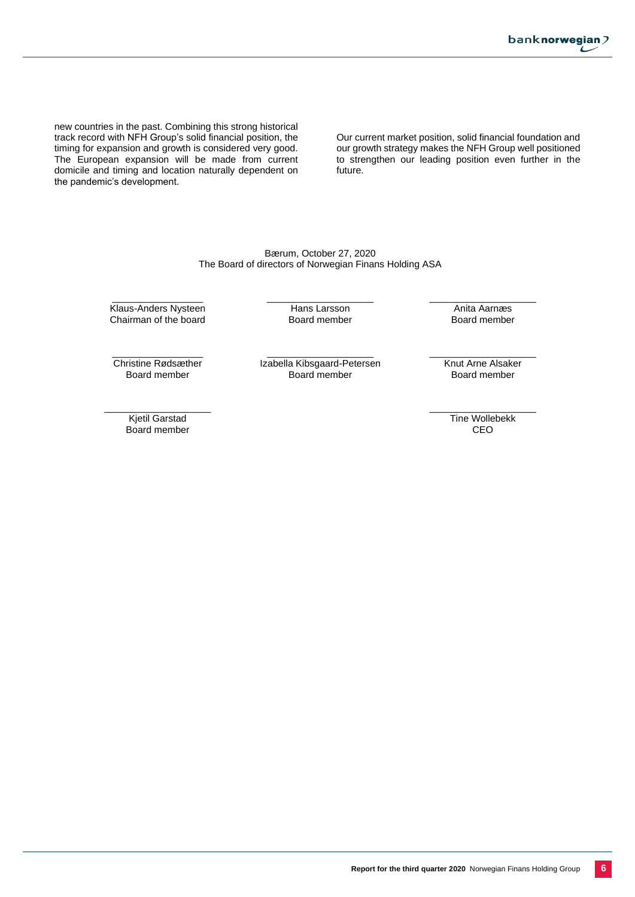new countries in the past. Combining this strong historical track record with NFH Group's solid financial position, the timing for expansion and growth is considered very good. The European expansion will be made from current domicile and timing and location naturally dependent on the pandemic's development.

Our current market position, solid financial foundation and our growth strategy makes the NFH Group well positioned to strengthen our leading position even further in the future.

Bærum, October 27, 2020
The Board of directors of Norwegian Finans Holding ASA

| | | |
|---|---|---|
| Klaus-Anders Nysteen<br>Chairman of the board | Hans Larsson<br>Board member | Anita Aarnæs<br>Board member |
| Christine Rødsæther<br>Board member | Izabella Kibsgaard-Petersen<br>Board member | Knut Arne Alsaker<br>Board member |
| Kjetil Garstad<br>Board member | | Tine Wollebekk<br>CEO |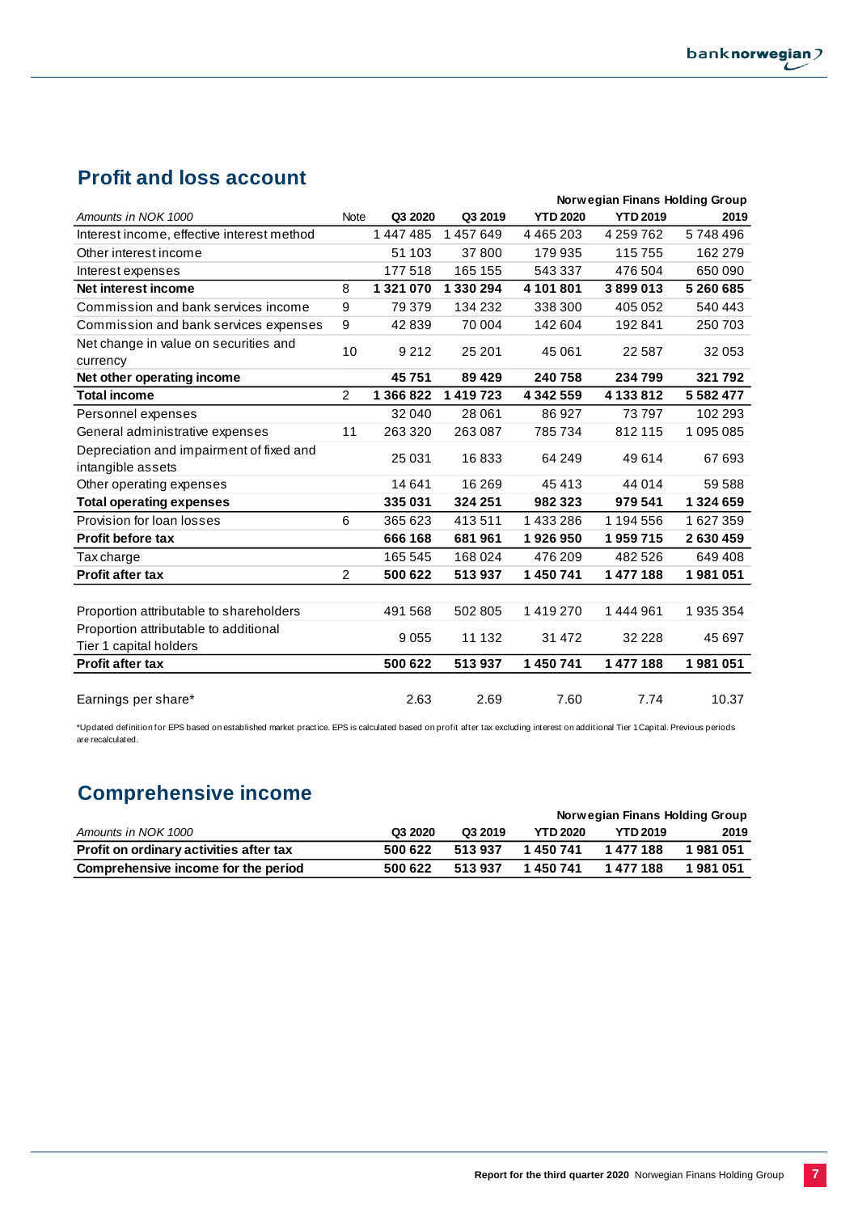## Profit and loss account

| Amounts in NOK 1000 | Note | Q3 2020 | Q3 2019 | YTD 2020 | YTD 2019 | 2019 |
|---|---|---|---|---|---|---|
| | | | | | | Norwegian Finans Holding Group |
| Interest income, effective interest method | | 1 447 485 | 1 457 649 | 4 465 203 | 4 259 762 | 5 748 496 |
| Other interest income | | 51 103 | 37 800 | 179 935 | 115 755 | 162 279 |
| Interest expenses | | 177 518 | 165 155 | 543 337 | 476 504 | 650 090 |
| **Net interest income** | 8 | **1 321 070** | **1 330 294** | **4 101 801** | **3 899 013** | **5 260 685** |
| Commission and bank services income | 9 | 79 379 | 134 232 | 338 300 | 405 052 | 540 443 |
| Commission and bank services expenses | 9 | 42 839 | 70 004 | 142 604 | 192 841 | 250 703 |
| Net change in value on securities and currency | 10 | 9 212 | 25 201 | 45 061 | 22 587 | 32 053 |
| **Net other operating income** | | **45 751** | **89 429** | **240 758** | **234 799** | **321 792** |
| **Total income** | 2 | **1 366 822** | **1 419 723** | **4 342 559** | **4 133 812** | **5 582 477** |
| Personnel expenses | | 32 040 | 28 061 | 86 927 | 73 797 | 102 293 |
| General administrative expenses | 11 | 263 320 | 263 087 | 785 734 | 812 115 | 1 095 085 |
| Depreciation and impairment of fixed and intangible assets | | 25 031 | 16 833 | 64 249 | 49 614 | 67 693 |
| Other operating expenses | | 14 641 | 16 269 | 45 413 | 44 014 | 59 588 |
| **Total operating expenses** | | **335 031** | **324 251** | **982 323** | **979 541** | **1 324 659** |
| Provision for loan losses | 6 | 365 623 | 413 511 | 1 433 286 | 1 194 556 | 1 627 359 |
| **Profit before tax** | | **666 168** | **681 961** | **1 926 950** | **1 959 715** | **2 630 459** |
| Tax charge | | 165 545 | 168 024 | 476 209 | 482 526 | 649 408 |
| **Profit after tax** | 2 | **500 622** | **513 937** | **1 450 741** | **1 477 188** | **1 981 051** |
| | | | | | | |
| Proportion attributable to shareholders | | 491 568 | 502 805 | 1 419 270 | 1 444 961 | 1 935 354 |
| Proportion attributable to additional Tier 1 capital holders | | 9 055 | 11 132 | 31 472 | 32 228 | 45 697 |
| **Profit after tax** | | **500 622** | **513 937** | **1 450 741** | **1 477 188** | **1 981 051** |
| | | | | | | |
| Earnings per share* | | 2.63 | 2.69 | 7.60 | 7.74 | 10.37 |

*Updated definition for EPS based on established market practice. EPS is calculated based on profit after tax excluding interest on additional Tier 1 Capital. Previous periods are recalculated.

## Comprehensive income

| Amounts in NOK 1000 | Q3 2020 | Q3 2019 | YTD 2020 | YTD 2019 | 2019 |
|---|---|---|---|---|---|
| | | | | | Norwegian Finans Holding Group |
| **Profit on ordinary activities after tax** | **500 622** | **513 937** | **1 450 741** | **1 477 188** | **1 981 051** |
| **Comprehensive income for the period** | **500 622** | **513 937** | **1 450 741** | **1 477 188** | **1 981 051** |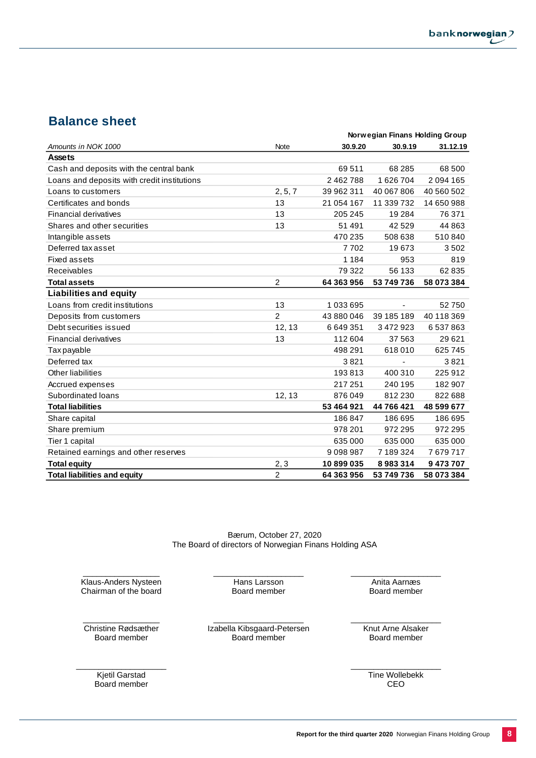# Balance sheet

| Amounts in NOK 1000 | Note | Norwegian Finans Holding Group 30.9.20 | 30.9.19 | 31.12.19 |
|---|---|---|---|---|
| **Assets** | | | | |
| Cash and deposits with the central bank | | 69 511 | 68 285 | 68 500 |
| Loans and deposits with credit institutions | | 2 462 788 | 1 626 704 | 2 094 165 |
| Loans to customers | 2, 5, 7 | 39 962 311 | 40 067 806 | 40 560 502 |
| Certificates and bonds | 13 | 21 054 167 | 11 339 732 | 14 650 988 |
| Financial derivatives | 13 | 205 245 | 19 284 | 76 371 |
| Shares and other securities | 13 | 51 491 | 42 529 | 44 863 |
| Intangible assets | | 470 235 | 508 638 | 510 840 |
| Deferred tax asset | | 7 702 | 19 673 | 3 502 |
| Fixed assets | | 1 184 | 953 | 819 |
| Receivables | | 79 322 | 56 133 | 62 835 |
| **Total assets** | 2 | **64 363 956** | **53 749 736** | **58 073 384** |
| **Liabilities and equity** | | | | |
| Loans from credit institutions | 13 | 1 033 695 | - | 52 750 |
| Deposits from customers | 2 | 43 880 046 | 39 185 189 | 40 118 369 |
| Debt securities issued | 12, 13 | 6 649 351 | 3 472 923 | 6 537 863 |
| Financial derivatives | 13 | 112 604 | 37 563 | 29 621 |
| Tax payable | | 498 291 | 618 010 | 625 745 |
| Deferred tax | | 3 821 | - | 3 821 |
| Other liabilities | | 193 813 | 400 310 | 225 912 |
| Accrued expenses | | 217 251 | 240 195 | 182 907 |
| Subordinated loans | 12, 13 | 876 049 | 812 230 | 822 688 |
| **Total liabilities** | | **53 464 921** | **44 766 421** | **48 599 677** |
| Share capital | | 186 847 | 186 695 | 186 695 |
| Share premium | | 978 201 | 972 295 | 972 295 |
| Tier 1 capital | | 635 000 | 635 000 | 635 000 |
| Retained earnings and other reserves | | 9 098 987 | 7 189 324 | 7 679 717 |
| **Total equity** | 2, 3 | **10 899 035** | **8 983 314** | **9 473 707** |
| **Total liabilities and equity** | 2 | **64 363 956** | **53 749 736** | **58 073 384** |

Bærum, October 27, 2020
The Board of directors of Norwegian Finans Holding ASA

Klaus-Anders Nysteen
Chairman of the board

Hans Larsson
Board member

Anita Aarnæs
Board member

Christine Rødsæther
Board member

Izabella Kibsgaard-Petersen
Board member

Knut Arne Alsaker
Board member

Kjetil Garstad
Board member

Tine Wollebekk
CEO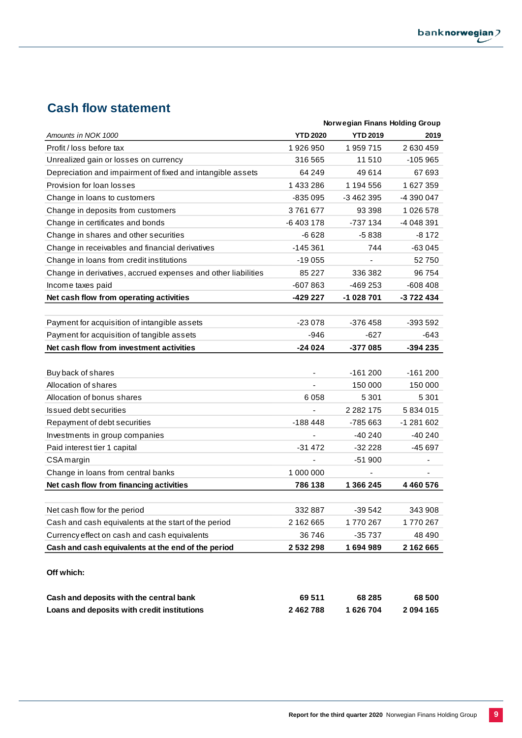## Cash flow statement

| | Norwegian Finans Holding Group | | |
|---|---|---|---|
| *Amounts in NOK 1000* | **YTD 2020** | **YTD 2019** | **2019** |
| Profit / loss before tax | 1 926 950 | 1 959 715 | 2 630 459 |
| Unrealized gain or losses on currency | 316 565 | 11 510 | -105 965 |
| Depreciation and impairment of fixed and intangible assets | 64 249 | 49 614 | 67 693 |
| Provision for loan losses | 1 433 286 | 1 194 556 | 1 627 359 |
| Change in loans to customers | -835 095 | -3 462 395 | -4 390 047 |
| Change in deposits from customers | 3 761 677 | 93 398 | 1 026 578 |
| Change in certificates and bonds | -6 403 178 | -737 134 | -4 048 391 |
| Change in shares and other securities | -6 628 | -5 838 | -8 172 |
| Change in receivables and financial derivatives | -145 361 | 744 | -63 045 |
| Change in loans from credit institutions | -19 055 | - | 52 750 |
| Change in derivatives, accrued expenses and other liabilities | 85 227 | 336 382 | 96 754 |
| Income taxes paid | -607 863 | -469 253 | -608 408 |
| **Net cash flow from operating activities** | **-429 227** | **-1 028 701** | **-3 722 434** |
| | | | |
| Payment for acquisition of intangible assets | -23 078 | -376 458 | -393 592 |
| Payment for acquisition of tangible assets | -946 | -627 | -643 |
| **Net cash flow from investment activities** | **-24 024** | **-377 085** | **-394 235** |
| | | | |
| Buy back of shares | - | -161 200 | -161 200 |
| Allocation of shares | - | 150 000 | 150 000 |
| Allocation of bonus shares | 6 058 | 5 301 | 5 301 |
| Issued debt securities | - | 2 282 175 | 5 834 015 |
| Repayment of debt securities | -188 448 | -785 663 | -1 281 602 |
| Investments in group companies | - | -40 240 | -40 240 |
| Paid interest tier 1 capital | -31 472 | -32 228 | -45 697 |
| CSA margin | - | -51 900 | - |
| Change in loans from central banks | 1 000 000 | - | - |
| **Net cash flow from financing activities** | **786 138** | **1 366 245** | **4 460 576** |
| | | | |
| Net cash flow for the period | 332 887 | -39 542 | 343 908 |
| Cash and cash equivalents at the start of the period | 2 162 665 | 1 770 267 | 1 770 267 |
| Currency effect on cash and cash equivalents | 36 746 | -35 737 | 48 490 |
| **Cash and cash equivalents at the end of the period** | **2 532 298** | **1 694 989** | **2 162 665** |
| | | | |
| **Off which:** | | | |
| **Cash and deposits with the central bank** | **69 511** | **68 285** | **68 500** |
| **Loans and deposits with credit institutions** | **2 462 788** | **1 626 704** | **2 094 165** |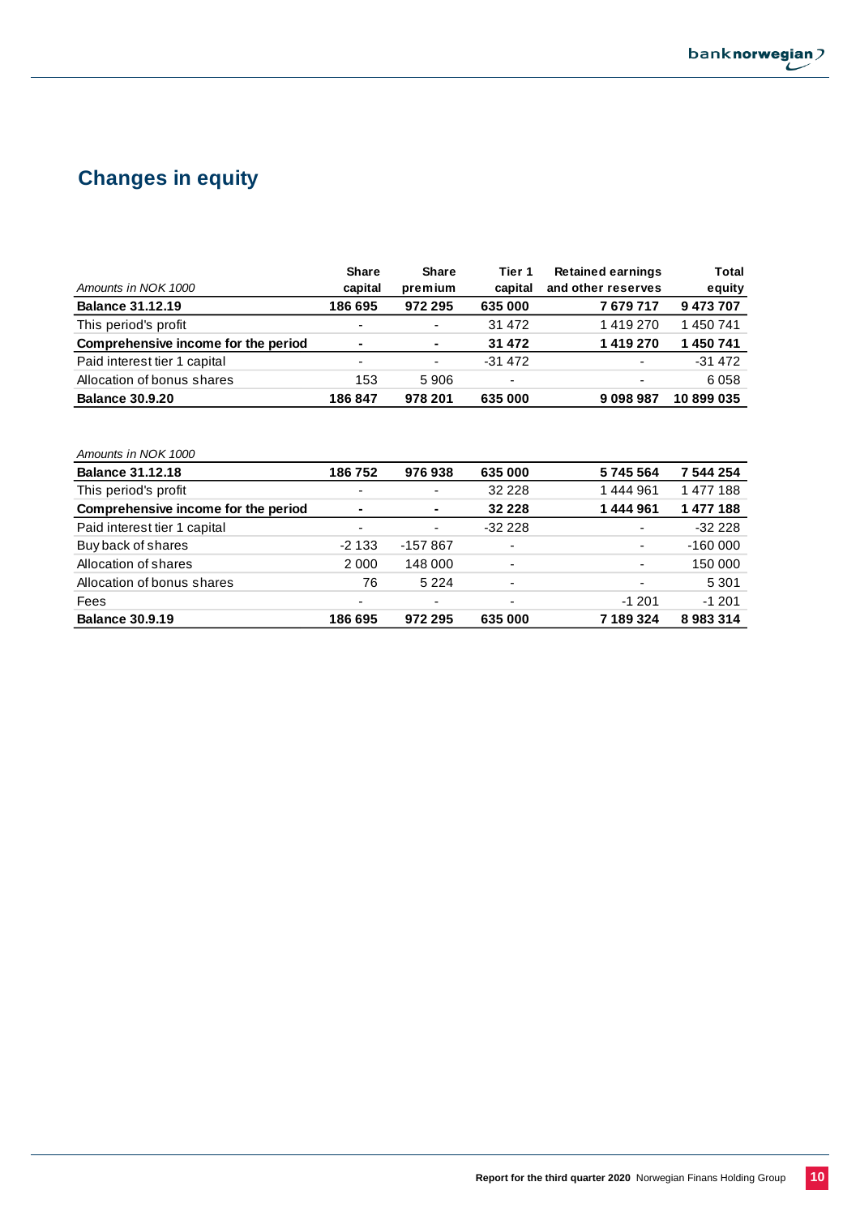## Changes in equity

| *Amounts in NOK 1000* | Share capital | Share premium | Tier 1 capital | Retained earnings and other reserves | Total equity |
|---|---|---|---|---|---|
| **Balance 31.12.19** | **186 695** | **972 295** | **635 000** | **7 679 717** | **9 473 707** |
| This period's profit | - | - | 31 472 | 1 419 270 | 1 450 741 |
| **Comprehensive income for the period** | **-** | **-** | **31 472** | **1 419 270** | **1 450 741** |
| Paid interest tier 1 capital | - | - | -31 472 | - | -31 472 |
| Allocation of bonus shares | 153 | 5 906 | - | - | 6 058 |
| **Balance 30.9.20** | **186 847** | **978 201** | **635 000** | **9 098 987** | **10 899 035** |

| *Amounts in NOK 1000* | Share capital | Share premium | Tier 1 capital | Retained earnings and other reserves | Total equity |
|---|---|---|---|---|---|
| **Balance 31.12.18** | **186 752** | **976 938** | **635 000** | **5 745 564** | **7 544 254** |
| This period's profit | - | - | 32 228 | 1 444 961 | 1 477 188 |
| **Comprehensive income for the period** | **-** | **-** | **32 228** | **1 444 961** | **1 477 188** |
| Paid interest tier 1 capital | - | - | -32 228 | - | -32 228 |
| Buy back of shares | -2 133 | -157 867 | - | - | -160 000 |
| Allocation of shares | 2 000 | 148 000 | - | - | 150 000 |
| Allocation of bonus shares | 76 | 5 224 | - | - | 5 301 |
| Fees | - | - | - | -1 201 | -1 201 |
| **Balance 30.9.19** | **186 695** | **972 295** | **635 000** | **7 189 324** | **8 983 314** |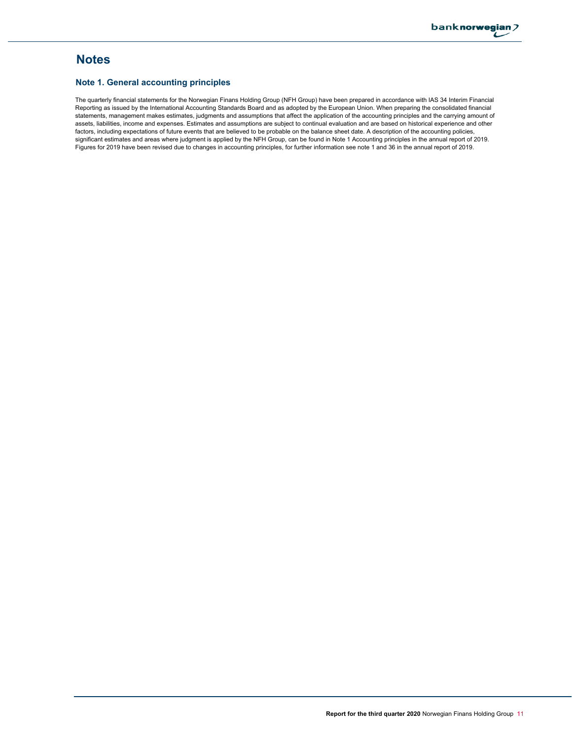# Notes

## Note 1. General accounting principles

The quarterly financial statements for the Norwegian Finans Holding Group (NFH Group) have been prepared in accordance with IAS 34 Interim Financial Reporting as issued by the International Accounting Standards Board and as adopted by the European Union. When preparing the consolidated financial statements, management makes estimates, judgments and assumptions that affect the application of the accounting principles and the carrying amount of assets, liabilities, income and expenses. Estimates and assumptions are subject to continual evaluation and are based on historical experience and other factors, including expectations of future events that are believed to be probable on the balance sheet date. A description of the accounting policies, significant estimates and areas where judgment is applied by the NFH Group, can be found in Note 1 Accounting principles in the annual report of 2019. Figures for 2019 have been revised due to changes in accounting principles, for further information see note 1 and 36 in the annual report of 2019.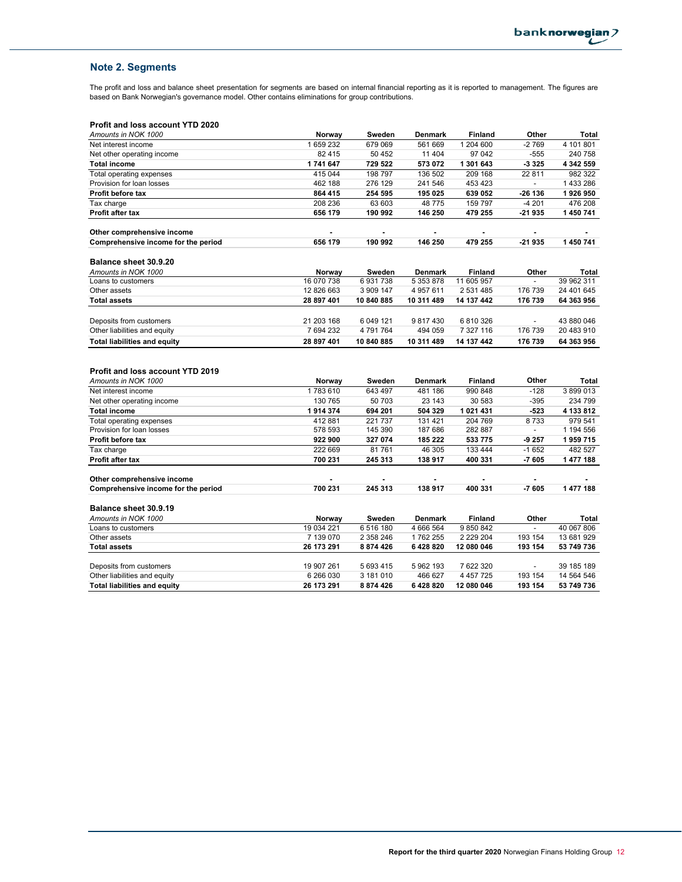## Note 2. Segments

The profit and loss and balance sheet presentation for segments are based on internal financial reporting as it is reported to management. The figures are based on Bank Norwegian's governance model. Other contains eliminations for group contributions.

**Profit and loss account YTD 2020**

| *Amounts in NOK 1000* | Norway | Sweden | Denmark | Finland | Other | Total |
|---|---|---|---|---|---|---|
| Net interest income | 1 659 232 | 679 069 | 561 669 | 1 204 600 | -2 769 | 4 101 801 |
| Net other operating income | 82 415 | 50 452 | 11 404 | 97 042 | -555 | 240 758 |
| **Total income** | **1 741 647** | **729 522** | **573 072** | **1 301 643** | **-3 325** | **4 342 559** |
| Total operating expenses | 415 044 | 198 797 | 136 502 | 209 168 | 22 811 | 982 322 |
| Provision for loan losses | 462 188 | 276 129 | 241 546 | 453 423 | - | 1 433 286 |
| **Profit before tax** | **864 415** | **254 595** | **195 025** | **639 052** | **-26 136** | **1 926 950** |
| Tax charge | 208 236 | 63 603 | 48 775 | 159 797 | -4 201 | 476 208 |
| **Profit after tax** | **656 179** | **190 992** | **146 250** | **479 255** | **-21 935** | **1 450 741** |
| | | | | | | |
| **Other comprehensive income** | **-** | **-** | **-** | **-** | **-** | **-** |
| **Comprehensive income for the period** | **656 179** | **190 992** | **146 250** | **479 255** | **-21 935** | **1 450 741** |

**Balance sheet 30.9.20**

| *Amounts in NOK 1000* | Norway | Sweden | Denmark | Finland | Other | Total |
|---|---|---|---|---|---|---|
| Loans to customers | 16 070 738 | 6 931 738 | 5 353 878 | 11 605 957 | - | 39 962 311 |
| Other assets | 12 826 663 | 3 909 147 | 4 957 611 | 2 531 485 | 176 739 | 24 401 645 |
| **Total assets** | **28 897 401** | **10 840 885** | **10 311 489** | **14 137 442** | **176 739** | **64 363 956** |
| | | | | | | |
| Deposits from customers | 21 203 168 | 6 049 121 | 9 817 430 | 6 810 326 | - | 43 880 046 |
| Other liabilities and equity | 7 694 232 | 4 791 764 | 494 059 | 7 327 116 | 176 739 | 20 483 910 |
| **Total liabilities and equity** | **28 897 401** | **10 840 885** | **10 311 489** | **14 137 442** | **176 739** | **64 363 956** |

**Profit and loss account YTD 2019**

| *Amounts in NOK 1000* | Norway | Sweden | Denmark | Finland | Other | Total |
|---|---|---|---|---|---|---|
| Net interest income | 1 783 610 | 643 497 | 481 186 | 990 848 | -128 | 3 899 013 |
| Net other operating income | 130 765 | 50 703 | 23 143 | 30 583 | -395 | 234 799 |
| **Total income** | **1 914 374** | **694 201** | **504 329** | **1 021 431** | **-523** | **4 133 812** |
| Total operating expenses | 412 881 | 221 737 | 131 421 | 204 769 | 8 733 | 979 541 |
| Provision for loan losses | 578 593 | 145 390 | 187 686 | 282 887 | - | 1 194 556 |
| **Profit before tax** | **922 900** | **327 074** | **185 222** | **533 775** | **-9 257** | **1 959 715** |
| Tax charge | 222 669 | 81 761 | 46 305 | 133 444 | -1 652 | 482 527 |
| **Profit after tax** | **700 231** | **245 313** | **138 917** | **400 331** | **-7 605** | **1 477 188** |
| | | | | | | |
| **Other comprehensive income** | **-** | **-** | **-** | **-** | **-** | **-** |
| **Comprehensive income for the period** | **700 231** | **245 313** | **138 917** | **400 331** | **-7 605** | **1 477 188** |

**Balance sheet 30.9.19**

| *Amounts in NOK 1000* | Norway | Sweden | Denmark | Finland | Other | Total |
|---|---|---|---|---|---|---|
| Loans to customers | 19 034 221 | 6 516 180 | 4 666 564 | 9 850 842 | - | 40 067 806 |
| Other assets | 7 139 070 | 2 358 246 | 1 762 255 | 2 229 204 | 193 154 | 13 681 929 |
| **Total assets** | **26 173 291** | **8 874 426** | **6 428 820** | **12 080 046** | **193 154** | **53 749 736** |
| | | | | | | |
| Deposits from customers | 19 907 261 | 5 693 415 | 5 962 193 | 7 622 320 | - | 39 185 189 |
| Other liabilities and equity | 6 266 030 | 3 181 010 | 466 627 | 4 457 725 | 193 154 | 14 564 546 |
| **Total liabilities and equity** | **26 173 291** | **8 874 426** | **6 428 820** | **12 080 046** | **193 154** | **53 749 736** |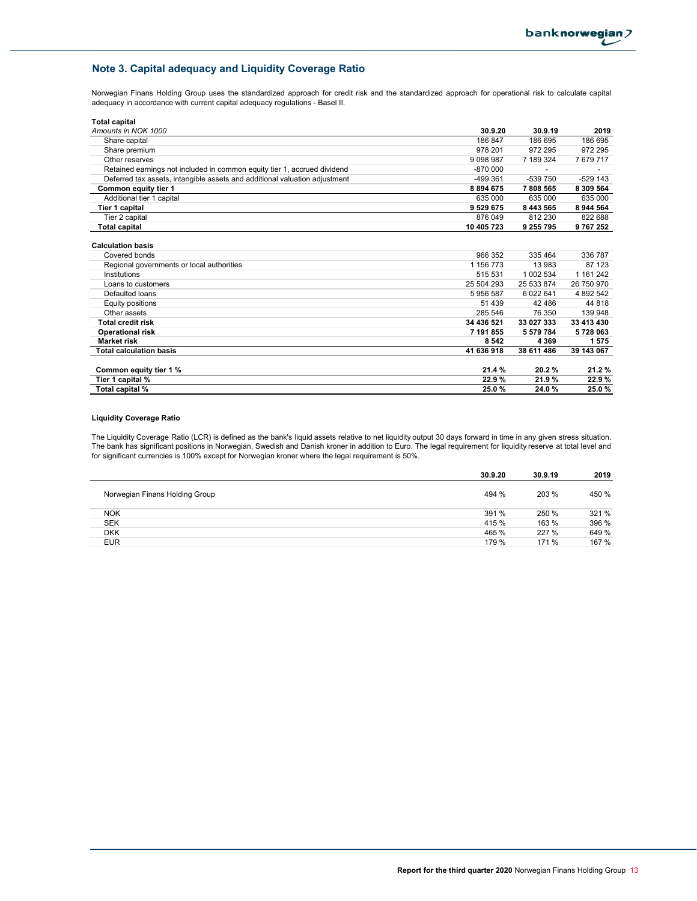## Note 3. Capital adequacy and Liquidity Coverage Ratio

Norwegian Finans Holding Group uses the standardized approach for credit risk and the standardized approach for operational risk to calculate capital adequacy in accordance with current capital adequacy regulations - Basel II.

**Total capital**

| *Amounts in NOK 1000* | 30.9.20 | 30.9.19 | 2019 |
|---|---|---|---|
| Share capital | 186 847 | 186 695 | 186 695 |
| Share premium | 978 201 | 972 295 | 972 295 |
| Other reserves | 9 098 987 | 7 189 324 | 7 679 717 |
| Retained earnings not included in common equity tier 1, accrued dividend | -870 000 | - | - |
| Deferred tax assets, intangible assets and additional valuation adjustment | -499 361 | -539 750 | -529 143 |
| **Common equity tier 1** | **8 894 675** | **7 808 565** | **8 309 564** |
| Additional tier 1 capital | 635 000 | 635 000 | 635 000 |
| **Tier 1 capital** | **9 529 675** | **8 443 565** | **8 944 564** |
| Tier 2 capital | 876 049 | 812 230 | 822 688 |
| **Total capital** | **10 405 723** | **9 255 795** | **9 767 252** |

**Calculation basis**

| | 30.9.20 | 30.9.19 | 2019 |
|---|---|---|---|
| Covered bonds | 966 352 | 335 464 | 336 787 |
| Regional governments or local authorities | 1 156 773 | 13 983 | 87 123 |
| Institutions | 515 531 | 1 002 534 | 1 161 242 |
| Loans to customers | 25 504 293 | 25 533 874 | 26 750 970 |
| Defaulted loans | 5 956 587 | 6 022 641 | 4 892 542 |
| Equity positions | 51 439 | 42 486 | 44 818 |
| Other assets | 285 546 | 76 350 | 139 948 |
| **Total credit risk** | **34 436 521** | **33 027 333** | **33 413 430** |
| **Operational risk** | **7 191 855** | **5 579 784** | **5 728 063** |
| **Market risk** | **8 542** | **4 369** | **1 575** |
| **Total calculation basis** | **41 636 918** | **38 611 486** | **39 143 067** |

| | 30.9.20 | 30.9.19 | 2019 |
|---|---|---|---|
| **Common equity tier 1 %** | **21.4 %** | **20.2 %** | **21.2 %** |
| **Tier 1 capital %** | **22.9 %** | **21.9 %** | **22.9 %** |
| **Total capital %** | **25.0 %** | **24.0 %** | **25.0 %** |

**Liquidity Coverage Ratio**

The Liquidity Coverage Ratio (LCR) is defined as the bank's liquid assets relative to net liquidity output 30 days forward in time in any given stress situation. The bank has significant positions in Norwegian, Swedish and Danish kroner in addition to Euro. The legal requirement for liquidity reserve at total level and for significant currencies is 100% except for Norwegian kroner where the legal requirement is 50%.

| | 30.9.20 | 30.9.19 | 2019 |
|---|---|---|---|
| Norwegian Finans Holding Group | 494 % | 203 % | 450 % |
| NOK | 391 % | 250 % | 321 % |
| SEK | 415 % | 163 % | 396 % |
| DKK | 465 % | 227 % | 649 % |
| EUR | 179 % | 171 % | 167 % |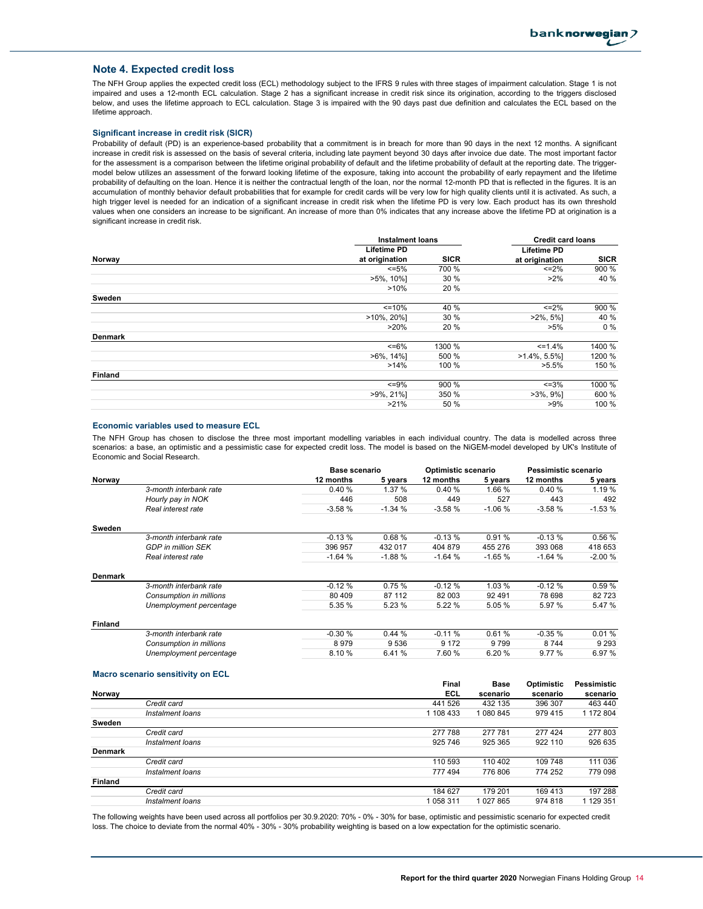## Note 4. Expected credit loss

The NFH Group applies the expected credit loss (ECL) methodology subject to the IFRS 9 rules with three stages of impairment calculation. Stage 1 is not impaired and uses a 12-month ECL calculation. Stage 2 has a significant increase in credit risk since its origination, according to the triggers disclosed below, and uses the lifetime approach to ECL calculation. Stage 3 is impaired with the 90 days past due definition and calculates the ECL based on the lifetime approach.

### Significant increase in credit risk (SICR)

Probability of default (PD) is an experience-based probability that a commitment is in breach for more than 90 days in the next 12 months. A significant increase in credit risk is assessed on the basis of several criteria, including late payment beyond 30 days after invoice due date. The most important factor for the assessment is a comparison between the lifetime original probability of default and the lifetime probability of default at the reporting date. The trigger-model below utilizes an assessment of the forward looking lifetime of the exposure, taking into account the probability of early repayment and the lifetime probability of defaulting on the loan. Hence it is neither the contractual length of the loan, nor the normal 12-month PD that is reflected in the figures. It is an accumulation of monthly behavior default probabilities that for example for credit cards will be very low for high quality clients until it is activated. As such, a high trigger level is needed for an indication of a significant increase in credit risk when the lifetime PD is very low. Each product has its own threshold values when one considers an increase to be significant. An increase of more than 0% indicates that any increase above the lifetime PD at origination is a significant increase in credit risk.

| | Instalment loans | | Credit card loans | |
|---|---|---|---|---|
| | Lifetime PD at origination | SICR | Lifetime PD at origination | SICR |
| **Norway** | | | | |
| | <=5% | 700 % | <=2% | 900 % |
| | >5%, 10%] | 30 % | >2% | 40 % |
| | >10% | 20 % | | |
| **Sweden** | | | | |
| | <=10% | 40 % | <=2% | 900 % |
| | >10%, 20%] | 30 % | >2%, 5%] | 40 % |
| | >20% | 20 % | >5% | 0 % |
| **Denmark** | | | | |
| | <=6% | 1300 % | <=1.4% | 1400 % |
| | >6%, 14%] | 500 % | >1.4%, 5.5%] | 1200 % |
| | >14% | 100 % | >5.5% | 150 % |
| **Finland** | | | | |
| | <=9% | 900 % | <=3% | 1000 % |
| | >9%, 21%] | 350 % | >3%, 9%] | 600 % |
| | >21% | 50 % | >9% | 100 % |

### Economic variables used to measure ECL

The NFH Group has chosen to disclose the three most important modelling variables in each individual country. The data is modelled across three scenarios: a base, an optimistic and a pessimistic case for expected credit loss. The model is based on the NiGEM-model developed by UK's Institute of Economic and Social Research.

| | | Base scenario | | Optimistic scenario | | Pessimistic scenario | |
|---|---|---|---|---|---|---|---|
| **Norway** | | 12 months | 5 years | 12 months | 5 years | 12 months | 5 years |
| | *3-month interbank rate* | 0.40 % | 1.37 % | 0.40 % | 1.66 % | 0.40 % | 1.19 % |
| | *Hourly pay in NOK* | 446 | 508 | 449 | 527 | 443 | 492 |
| | *Real interest rate* | -3.58 % | -1.34 % | -3.58 % | -1.06 % | -3.58 % | -1.53 % |
| **Sweden** | | | | | | | |
| | *3-month interbank rate* | -0.13 % | 0.68 % | -0.13 % | 0.91 % | -0.13 % | 0.56 % |
| | *GDP in million SEK* | 396 957 | 432 017 | 404 879 | 455 276 | 393 068 | 418 653 |
| | *Real interest rate* | -1.64 % | -1.88 % | -1.64 % | -1.65 % | -1.64 % | -2.00 % |
| **Denmark** | | | | | | | |
| | *3-month interbank rate* | -0.12 % | 0.75 % | -0.12 % | 1.03 % | -0.12 % | 0.59 % |
| | *Consumption in millions* | 80 409 | 87 112 | 82 003 | 92 491 | 78 698 | 82 723 |
| | *Unemployment percentage* | 5.35 % | 5.23 % | 5.22 % | 5.05 % | 5.97 % | 5.47 % |
| **Finland** | | | | | | | |
| | *3-month interbank rate* | -0.30 % | 0.44 % | -0.11 % | 0.61 % | -0.35 % | 0.01 % |
| | *Consumption in millions* | 8 979 | 9 536 | 9 172 | 9 799 | 8 744 | 9 293 |
| | *Unemployment percentage* | 8.10 % | 6.41 % | 7.60 % | 6.20 % | 9.77 % | 6.97 % |

### Macro scenario sensitivity on ECL

| | | Final ECL | Base scenario | Optimistic scenario | Pessimistic scenario |
|---|---|---|---|---|---|
| **Norway** | | | | | |
| | *Credit card* | 441 526 | 432 135 | 396 307 | 463 440 |
| | *Instalment loans* | 1 108 433 | 1 080 845 | 979 415 | 1 172 804 |
| **Sweden** | | | | | |
| | *Credit card* | 277 788 | 277 781 | 277 424 | 277 803 |
| | *Instalment loans* | 925 746 | 925 365 | 922 110 | 926 635 |
| **Denmark** | | | | | |
| | *Credit card* | 110 593 | 110 402 | 109 748 | 111 036 |
| | *Instalment loans* | 777 494 | 776 806 | 774 252 | 779 098 |
| **Finland** | | | | | |
| | *Credit card* | 184 627 | 179 201 | 169 413 | 197 288 |
| | *Instalment loans* | 1 058 311 | 1 027 865 | 974 818 | 1 129 351 |

The following weights have been used across all portfolios per 30.9.2020: 70% - 0% - 30% for base, optimistic and pessimistic scenario for expected credit loss. The choice to deviate from the normal 40% - 30% - 30% probability weighting is based on a low expectation for the optimistic scenario.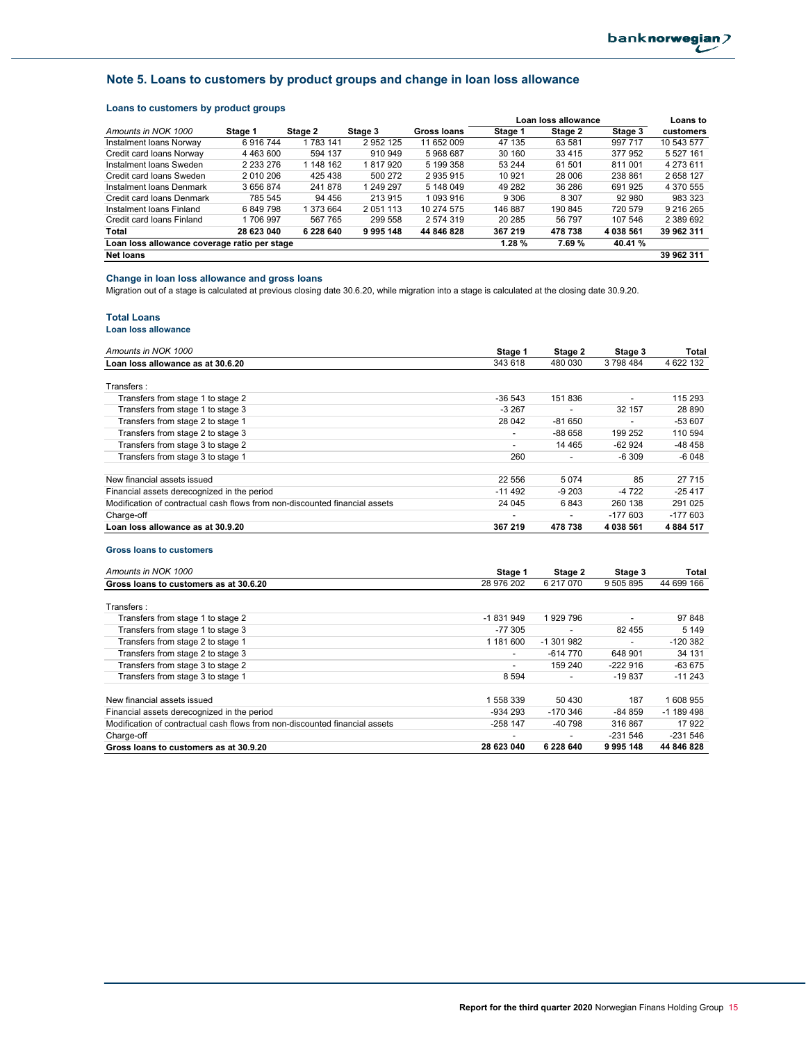## Note 5. Loans to customers by product groups and change in loan loss allowance

### Loans to customers by product groups

| *Amounts in NOK 1000* | Stage 1 | Stage 2 | Stage 3 | Gross loans | Loan loss allowance Stage 1 | Loan loss allowance Stage 2 | Loan loss allowance Stage 3 | Loans to customers |
|---|---|---|---|---|---|---|---|---|
| Instalment loans Norway | 6 916 744 | 1 783 141 | 2 952 125 | 11 652 009 | 47 135 | 63 581 | 997 717 | 10 543 577 |
| Credit card loans Norway | 4 463 600 | 594 137 | 910 949 | 5 968 687 | 30 160 | 33 415 | 377 952 | 5 527 161 |
| Instalment loans Sweden | 2 233 276 | 1 148 162 | 1 817 920 | 5 199 358 | 53 244 | 61 501 | 811 001 | 4 273 611 |
| Credit card loans Sweden | 2 010 206 | 425 438 | 500 272 | 2 935 915 | 10 921 | 28 006 | 238 861 | 2 658 127 |
| Instalment loans Denmark | 3 656 874 | 241 878 | 1 249 297 | 5 148 049 | 49 282 | 36 286 | 691 925 | 4 370 555 |
| Credit card loans Denmark | 785 545 | 94 456 | 213 915 | 1 093 916 | 9 306 | 8 307 | 92 980 | 983 323 |
| Instalment loans Finland | 6 849 798 | 1 373 664 | 2 051 113 | 10 274 575 | 146 887 | 190 845 | 720 579 | 9 216 265 |
| Credit card loans Finland | 1 706 997 | 567 765 | 299 558 | 2 574 319 | 20 285 | 56 797 | 107 546 | 2 389 692 |
| **Total** | **28 623 040** | **6 228 640** | **9 995 148** | **44 846 828** | **367 219** | **478 738** | **4 038 561** | **39 962 311** |
| **Loan loss allowance coverage ratio per stage** | | | | | **1.28 %** | **7.69 %** | **40.41 %** | |
| **Net loans** | | | | | | | | **39 962 311** |

### Change in loan loss allowance and gross loans

Migration out of a stage is calculated at previous closing date 30.6.20, while migration into a stage is calculated at the closing date 30.9.20.

### Total Loans

#### Loan loss allowance

| *Amounts in NOK 1000* | Stage 1 | Stage 2 | Stage 3 | Total |
|---|---|---|---|---|
| **Loan loss allowance as at 30.6.20** | 343 618 | 480 030 | 3 798 484 | 4 622 132 |
| Transfers : | | | | |
| Transfers from stage 1 to stage 2 | -36 543 | 151 836 | - | 115 293 |
| Transfers from stage 1 to stage 3 | -3 267 | - | 32 157 | 28 890 |
| Transfers from stage 2 to stage 1 | 28 042 | -81 650 | - | -53 607 |
| Transfers from stage 2 to stage 3 | - | -88 658 | 199 252 | 110 594 |
| Transfers from stage 3 to stage 2 | - | 14 465 | -62 924 | -48 458 |
| Transfers from stage 3 to stage 1 | 260 | - | -6 309 | -6 048 |
| New financial assets issued | 22 556 | 5 074 | 85 | 27 715 |
| Financial assets derecognized in the period | -11 492 | -9 203 | -4 722 | -25 417 |
| Modification of contractual cash flows from non-discounted financial assets | 24 045 | 6 843 | 260 138 | 291 025 |
| Charge-off | - | - | -177 603 | -177 603 |
| **Loan loss allowance as at 30.9.20** | **367 219** | **478 738** | **4 038 561** | **4 884 517** |

#### Gross loans to customers

| *Amounts in NOK 1000* | Stage 1 | Stage 2 | Stage 3 | Total |
|---|---|---|---|---|
| **Gross loans to customers as at 30.6.20** | 28 976 202 | 6 217 070 | 9 505 895 | 44 699 166 |
| Transfers : | | | | |
| Transfers from stage 1 to stage 2 | -1 831 949 | 1 929 796 | - | 97 848 |
| Transfers from stage 1 to stage 3 | -77 305 | - | 82 455 | 5 149 |
| Transfers from stage 2 to stage 1 | 1 181 600 | -1 301 982 | - | -120 382 |
| Transfers from stage 2 to stage 3 | - | -614 770 | 648 901 | 34 131 |
| Transfers from stage 3 to stage 2 | - | 159 240 | -222 916 | -63 675 |
| Transfers from stage 3 to stage 1 | 8 594 | - | -19 837 | -11 243 |
| New financial assets issued | 1 558 339 | 50 430 | 187 | 1 608 955 |
| Financial assets derecognized in the period | -934 293 | -170 346 | -84 859 | -1 189 498 |
| Modification of contractual cash flows from non-discounted financial assets | -258 147 | -40 798 | 316 867 | 17 922 |
| Charge-off | - | - | -231 546 | -231 546 |
| **Gross loans to customers as at 30.9.20** | **28 623 040** | **6 228 640** | **9 995 148** | **44 846 828** |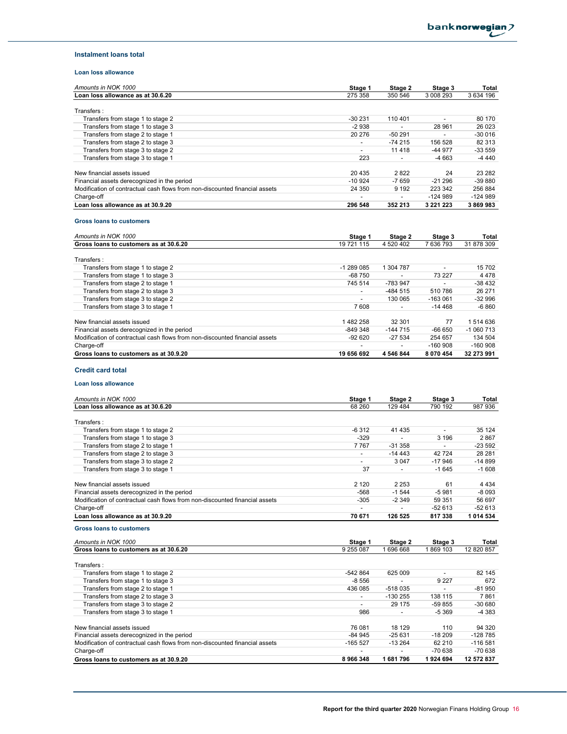### Instalment loans total

#### Loan loss allowance

| Amounts in NOK 1000 | Stage 1 | Stage 2 | Stage 3 | Total |
|---|---|---|---|---|
| **Loan loss allowance as at 30.6.20** | 275 358 | 350 546 | 3 008 293 | 3 634 196 |
| Transfers : | | | | |
| Transfers from stage 1 to stage 2 | -30 231 | 110 401 | - | 80 170 |
| Transfers from stage 1 to stage 3 | -2 938 | - | 28 961 | 26 023 |
| Transfers from stage 2 to stage 1 | 20 276 | -50 291 | - | -30 016 |
| Transfers from stage 2 to stage 3 | - | -74 215 | 156 528 | 82 313 |
| Transfers from stage 3 to stage 2 | - | 11 418 | -44 977 | -33 559 |
| Transfers from stage 3 to stage 1 | 223 | - | -4 663 | -4 440 |
| New financial assets issued | 20 435 | 2 822 | 24 | 23 282 |
| Financial assets derecognized in the period | -10 924 | -7 659 | -21 296 | -39 880 |
| Modification of contractual cash flows from non-discounted financial assets | 24 350 | 9 192 | 223 342 | 256 884 |
| Charge-off | - | - | -124 989 | -124 989 |
| **Loan loss allowance as at 30.9.20** | **296 548** | **352 213** | **3 221 223** | **3 869 983** |

#### Gross loans to customers

| Amounts in NOK 1000 | Stage 1 | Stage 2 | Stage 3 | Total |
|---|---|---|---|---|
| **Gross loans to customers as at 30.6.20** | 19 721 115 | 4 520 402 | 7 636 793 | 31 878 309 |
| Transfers : | | | | |
| Transfers from stage 1 to stage 2 | -1 289 085 | 1 304 787 | - | 15 702 |
| Transfers from stage 1 to stage 3 | -68 750 | - | 73 227 | 4 478 |
| Transfers from stage 2 to stage 1 | 745 514 | -783 947 | - | -38 432 |
| Transfers from stage 2 to stage 3 | - | -484 515 | 510 786 | 26 271 |
| Transfers from stage 3 to stage 2 | - | 130 065 | -163 061 | -32 996 |
| Transfers from stage 3 to stage 1 | 7 608 | - | -14 468 | -6 860 |
| New financial assets issued | 1 482 258 | 32 301 | 77 | 1 514 636 |
| Financial assets derecognized in the period | -849 348 | -144 715 | -66 650 | -1 060 713 |
| Modification of contractual cash flows from non-discounted financial assets | -92 620 | -27 534 | 254 657 | 134 504 |
| Charge-off | - | - | -160 908 | -160 908 |
| **Gross loans to customers as at 30.9.20** | **19 656 692** | **4 546 844** | **8 070 454** | **32 273 991** |

### Credit card total

#### Loan loss allowance

| Amounts in NOK 1000 | Stage 1 | Stage 2 | Stage 3 | Total |
|---|---|---|---|---|
| **Loan loss allowance as at 30.6.20** | 68 260 | 129 484 | 790 192 | 987 936 |
| Transfers : | | | | |
| Transfers from stage 1 to stage 2 | -6 312 | 41 435 | - | 35 124 |
| Transfers from stage 1 to stage 3 | -329 | - | 3 196 | 2 867 |
| Transfers from stage 2 to stage 1 | 7 767 | -31 358 | - | -23 592 |
| Transfers from stage 2 to stage 3 | - | -14 443 | 42 724 | 28 281 |
| Transfers from stage 3 to stage 2 | - | 3 047 | -17 946 | -14 899 |
| Transfers from stage 3 to stage 1 | 37 | - | -1 645 | -1 608 |
| New financial assets issued | 2 120 | 2 253 | 61 | 4 434 |
| Financial assets derecognized in the period | -568 | -1 544 | -5 981 | -8 093 |
| Modification of contractual cash flows from non-discounted financial assets | -305 | -2 349 | 59 351 | 56 697 |
| Charge-off | - | - | -52 613 | -52 613 |
| **Loan loss allowance as at 30.9.20** | **70 671** | **126 525** | **817 338** | **1 014 534** |

#### Gross loans to customers

| Amounts in NOK 1000 | Stage 1 | Stage 2 | Stage 3 | Total |
|---|---|---|---|---|
| **Gross loans to customers as at 30.6.20** | 9 255 087 | 1 696 668 | 1 869 103 | 12 820 857 |
| Transfers : | | | | |
| Transfers from stage 1 to stage 2 | -542 864 | 625 009 | - | 82 145 |
| Transfers from stage 1 to stage 3 | -8 556 | - | 9 227 | 672 |
| Transfers from stage 2 to stage 1 | 436 085 | -518 035 | - | -81 950 |
| Transfers from stage 2 to stage 3 | - | -130 255 | 138 115 | 7 861 |
| Transfers from stage 3 to stage 2 | - | 29 175 | -59 855 | -30 680 |
| Transfers from stage 3 to stage 1 | 986 | - | -5 369 | -4 383 |
| New financial assets issued | 76 081 | 18 129 | 110 | 94 320 |
| Financial assets derecognized in the period | -84 945 | -25 631 | -18 209 | -128 785 |
| Modification of contractual cash flows from non-discounted financial assets | -165 527 | -13 264 | 62 210 | -116 581 |
| Charge-off | - | - | -70 638 | -70 638 |
| **Gross loans to customers as at 30.9.20** | **8 966 348** | **1 681 796** | **1 924 694** | **12 572 837** |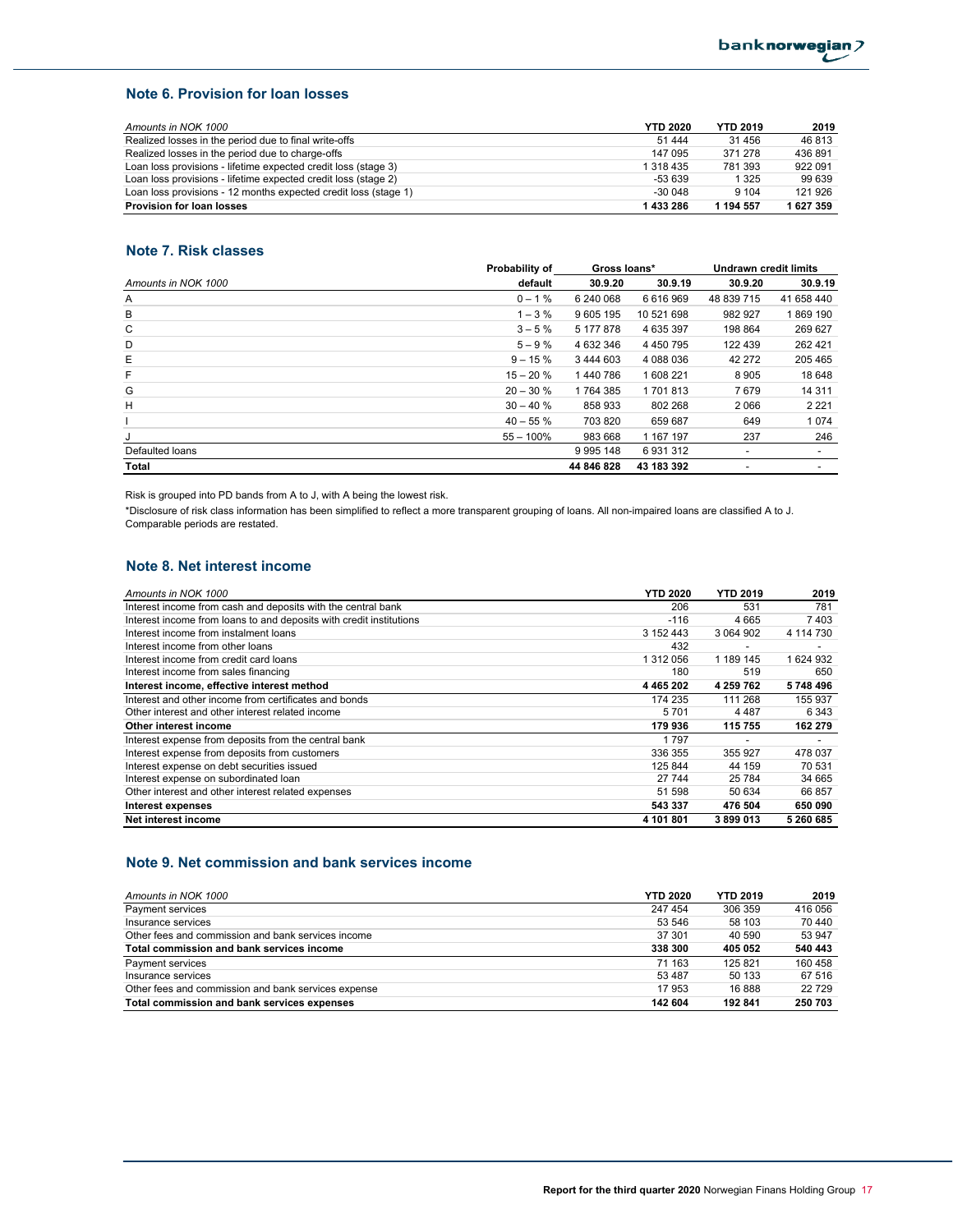## Note 6. Provision for loan losses

| *Amounts in NOK 1000* | YTD 2020 | YTD 2019 | 2019 |
|---|---|---|---|
| Realized losses in the period due to final write-offs | 51 444 | 31 456 | 46 813 |
| Realized losses in the period due to charge-offs | 147 095 | 371 278 | 436 891 |
| Loan loss provisions - lifetime expected credit loss (stage 3) | 1 318 435 | 781 393 | 922 091 |
| Loan loss provisions - lifetime expected credit loss (stage 2) | -53 639 | 1 325 | 99 639 |
| Loan loss provisions - 12 months expected credit loss (stage 1) | -30 048 | 9 104 | 121 926 |
| **Provision for loan losses** | **1 433 286** | **1 194 557** | **1 627 359** |

## Note 7. Risk classes

| | Probability of | Gross loans* | | Undrawn credit limits | |
|---|---|---|---|---|---|
| *Amounts in NOK 1000* | default | 30.9.20 | 30.9.19 | 30.9.20 | 30.9.19 |
| A | 0 – 1 % | 6 240 068 | 6 616 969 | 48 839 715 | 41 658 440 |
| B | 1 – 3 % | 9 605 195 | 10 521 698 | 982 927 | 1 869 190 |
| C | 3 – 5 % | 5 177 878 | 4 635 397 | 198 864 | 269 627 |
| D | 5 – 9 % | 4 632 346 | 4 450 795 | 122 439 | 262 421 |
| E | 9 – 15 % | 3 444 603 | 4 088 036 | 42 272 | 205 465 |
| F | 15 – 20 % | 1 440 786 | 1 608 221 | 8 905 | 18 648 |
| G | 20 – 30 % | 1 764 385 | 1 701 813 | 7 679 | 14 311 |
| H | 30 – 40 % | 858 933 | 802 268 | 2 066 | 2 221 |
| I | 40 – 55 % | 703 820 | 659 687 | 649 | 1 074 |
| J | 55 – 100% | 983 668 | 1 167 197 | 237 | 246 |
| Defaulted loans | | 9 995 148 | 6 931 312 | - | - |
| **Total** | | **44 846 828** | **43 183 392** | - | - |

Risk is grouped into PD bands from A to J, with A being the lowest risk.

*Disclosure of risk class information has been simplified to reflect a more transparent grouping of loans. All non-impaired loans are classified A to J. Comparable periods are restated.

## Note 8. Net interest income

| *Amounts in NOK 1000* | YTD 2020 | YTD 2019 | 2019 |
|---|---|---|---|
| Interest income from cash and deposits with the central bank | 206 | 531 | 781 |
| Interest income from loans to and deposits with credit institutions | -116 | 4 665 | 7 403 |
| Interest income from instalment loans | 3 152 443 | 3 064 902 | 4 114 730 |
| Interest income from other loans | 432 | - | - |
| Interest income from credit card loans | 1 312 056 | 1 189 145 | 1 624 932 |
| Interest income from sales financing | 180 | 519 | 650 |
| **Interest income, effective interest method** | **4 465 202** | **4 259 762** | **5 748 496** |
| Interest and other income from certificates and bonds | 174 235 | 111 268 | 155 937 |
| Other interest and other interest related income | 5 701 | 4 487 | 6 343 |
| **Other interest income** | **179 936** | **115 755** | **162 279** |
| Interest expense from deposits from the central bank | 1 797 | - | - |
| Interest expense from deposits from customers | 336 355 | 355 927 | 478 037 |
| Interest expense on debt securities issued | 125 844 | 44 159 | 70 531 |
| Interest expense on subordinated loan | 27 744 | 25 784 | 34 665 |
| Other interest and other interest related expenses | 51 598 | 50 634 | 66 857 |
| **Interest expenses** | **543 337** | **476 504** | **650 090** |
| **Net interest income** | **4 101 801** | **3 899 013** | **5 260 685** |

## Note 9. Net commission and bank services income

| *Amounts in NOK 1000* | YTD 2020 | YTD 2019 | 2019 |
|---|---|---|---|
| Payment services | 247 454 | 306 359 | 416 056 |
| Insurance services | 53 546 | 58 103 | 70 440 |
| Other fees and commission and bank services income | 37 301 | 40 590 | 53 947 |
| **Total commission and bank services income** | **338 300** | **405 052** | **540 443** |
| Payment services | 71 163 | 125 821 | 160 458 |
| Insurance services | 53 487 | 50 133 | 67 516 |
| Other fees and commission and bank services expense | 17 953 | 16 888 | 22 729 |
| **Total commission and bank services expenses** | **142 604** | **192 841** | **250 703** |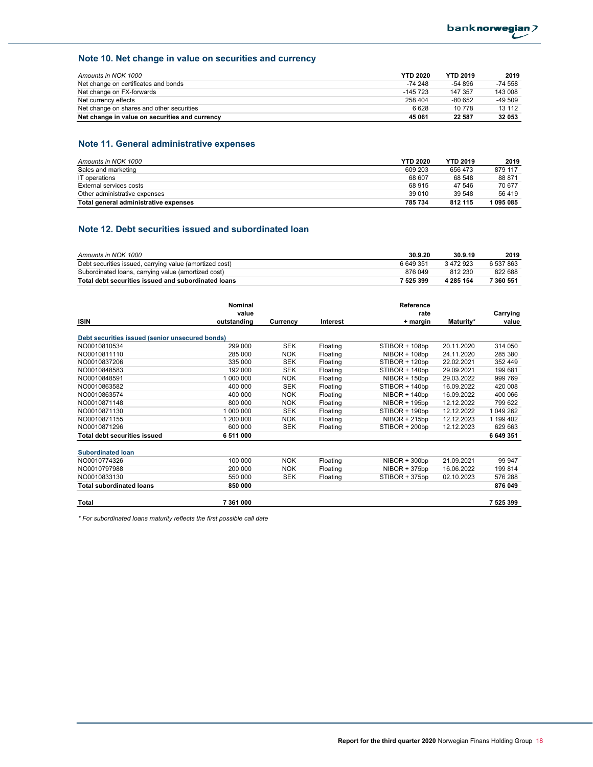## Note 10. Net change in value on securities and currency

| *Amounts in NOK 1000* | YTD 2020 | YTD 2019 | 2019 |
|---|---|---|---|
| Net change on certificates and bonds | -74 248 | -54 896 | -74 558 |
| Net change on FX-forwards | -145 723 | 147 357 | 143 008 |
| Net currency effects | 258 404 | -80 652 | -49 509 |
| Net change on shares and other securities | 6 628 | 10 778 | 13 112 |
| **Net change in value on securities and currency** | **45 061** | **22 587** | **32 053** |

## Note 11. General administrative expenses

| *Amounts in NOK 1000* | YTD 2020 | YTD 2019 | 2019 |
|---|---|---|---|
| Sales and marketing | 609 203 | 656 473 | 879 117 |
| IT operations | 68 607 | 68 548 | 88 871 |
| External services costs | 68 915 | 47 546 | 70 677 |
| Other administrative expenses | 39 010 | 39 548 | 56 419 |
| **Total general administrative expenses** | **785 734** | **812 115** | **1 095 085** |

## Note 12. Debt securities issued and subordinated loan

| *Amounts in NOK 1000* | 30.9.20 | 30.9.19 | 2019 |
|---|---|---|---|
| Debt securities issued, carrying value (amortized cost) | 6 649 351 | 3 472 923 | 6 537 863 |
| Subordinated loans, carrying value (amortized cost) | 876 049 | 812 230 | 822 688 |
| **Total debt securities issued and subordinated loans** | **7 525 399** | **4 285 154** | **7 360 551** |

| ISIN | Nominal value outstanding | Currency | Interest | Reference rate + margin | Maturity* | Carrying value |
|---|---|---|---|---|---|---|
| **Debt securities issued (senior unsecured bonds)** | | | | | | |
| NO0010810534 | 299 000 | SEK | Floating | STIBOR + 108bp | 20.11.2020 | 314 050 |
| NO0010811110 | 285 000 | NOK | Floating | NIBOR + 108bp | 24.11.2020 | 285 380 |
| NO0010837206 | 335 000 | SEK | Floating | STIBOR + 120bp | 22.02.2021 | 352 449 |
| NO0010848583 | 192 000 | SEK | Floating | STIBOR + 140bp | 29.09.2021 | 199 681 |
| NO0010848591 | 1 000 000 | NOK | Floating | NIBOR + 150bp | 29.03.2022 | 999 769 |
| NO0010863582 | 400 000 | SEK | Floating | STIBOR + 140bp | 16.09.2022 | 420 008 |
| NO0010863574 | 400 000 | NOK | Floating | NIBOR + 140bp | 16.09.2022 | 400 066 |
| NO0010871148 | 800 000 | NOK | Floating | NIBOR + 195bp | 12.12.2022 | 799 622 |
| NO0010871130 | 1 000 000 | SEK | Floating | STIBOR + 190bp | 12.12.2022 | 1 049 262 |
| NO0010871155 | 1 200 000 | NOK | Floating | NIBOR + 215bp | 12.12.2023 | 1 199 402 |
| NO0010871296 | 600 000 | SEK | Floating | STIBOR + 200bp | 12.12.2023 | 629 663 |
| **Total debt securities issued** | **6 511 000** | | | | | **6 649 351** |
| **Subordinated loan** | | | | | | |
| NO0010774326 | 100 000 | NOK | Floating | NIBOR + 300bp | 21.09.2021 | 99 947 |
| NO0010797988 | 200 000 | NOK | Floating | NIBOR + 375bp | 16.06.2022 | 199 814 |
| NO0010833130 | 550 000 | SEK | Floating | STIBOR + 375bp | 02.10.2023 | 576 288 |
| **Total subordinated loans** | **850 000** | | | | | **876 049** |
| **Total** | **7 361 000** | | | | | **7 525 399** |

*\* For subordinated loans maturity reflects the first possible call date*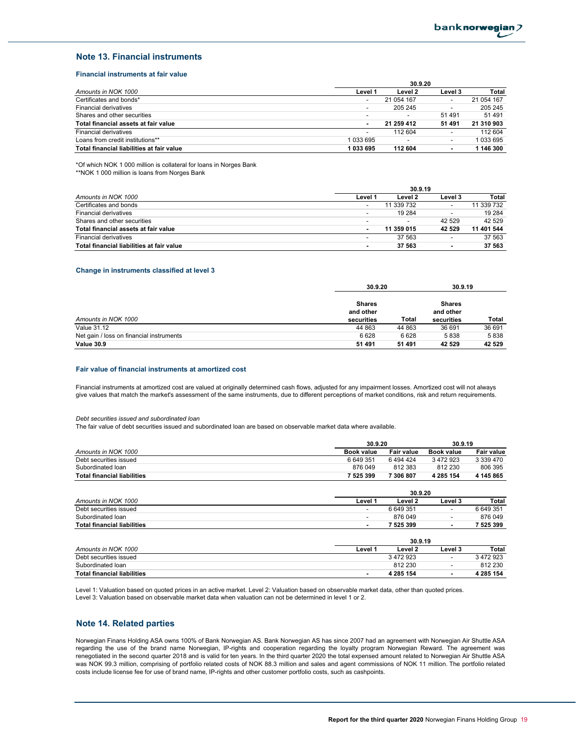## Note 13. Financial instruments

### Financial instruments at fair value

| Amounts in NOK 1000 | 30.9.20 Level 1 | Level 2 | Level 3 | Total |
|---|---|---|---|---|
| Certificates and bonds* | - | 21 054 167 | - | 21 054 167 |
| Financial derivatives | - | 205 245 | - | 205 245 |
| Shares and other securities | - | - | 51 491 | 51 491 |
| **Total financial assets at fair value** | **-** | **21 259 412** | **51 491** | **21 310 903** |
| Financial derivatives | - | 112 604 | - | 112 604 |
| Loans from credit institutions** | 1 033 695 | - | - | 1 033 695 |
| **Total financial liabilities at fair value** | **1 033 695** | **112 604** | **-** | **1 146 300** |

*Of which NOK 1 000 million is collateral for loans in Norges Bank
**NOK 1 000 million is loans from Norges Bank

| Amounts in NOK 1000 | 30.9.19 Level 1 | Level 2 | Level 3 | Total |
|---|---|---|---|---|
| Certificates and bonds | - | 11 339 732 | - | 11 339 732 |
| Financial derivatives | - | 19 284 | - | 19 284 |
| Shares and other securities | - | - | 42 529 | 42 529 |
| **Total financial assets at fair value** | **-** | **11 359 015** | **42 529** | **11 401 544** |
| Financial derivatives | - | 37 563 | - | 37 563 |
| **Total financial liabilities at fair value** | **-** | **37 563** | **-** | **37 563** |

### Change in instruments classified at level 3

| | 30.9.20 | | 30.9.19 | |
|---|---|---|---|---|
| Amounts in NOK 1000 | Shares and other securities | Total | Shares and other securities | Total |
| Value 31.12 | 44 863 | 44 863 | 36 691 | 36 691 |
| Net gain / loss on financial instruments | 6 628 | 6 628 | 5 838 | 5 838 |
| **Value 30.9** | **51 491** | **51 491** | **42 529** | **42 529** |

### Fair value of financial instruments at amortized cost

Financial instruments at amortized cost are valued at originally determined cash flows, adjusted for any impairment losses. Amortized cost will not always give values that match the market's assessment of the same instruments, due to different perceptions of market conditions, risk and return requirements.

*Debt securities issued and subordinated loan*

The fair value of debt securities issued and subordinated loan are based on observable market data where available.

| | 30.9.20 | | 30.9.19 | |
|---|---|---|---|---|
| Amounts in NOK 1000 | Book value | Fair value | Book value | Fair value |
| Debt securities issued | 6 649 351 | 6 494 424 | 3 472 923 | 3 339 470 |
| Subordinated loan | 876 049 | 812 383 | 812 230 | 806 395 |
| **Total financial liabilities** | **7 525 399** | **7 306 807** | **4 285 154** | **4 145 865** |

| Amounts in NOK 1000 | 30.9.20 Level 1 | Level 2 | Level 3 | Total |
|---|---|---|---|---|
| Debt securities issued | - | 6 649 351 | - | 6 649 351 |
| Subordinated loan | - | 876 049 | - | 876 049 |
| **Total financial liabilities** | **-** | **7 525 399** | **-** | **7 525 399** |

| Amounts in NOK 1000 | 30.9.19 Level 1 | Level 2 | Level 3 | Total |
|---|---|---|---|---|
| Debt securities issued | | 3 472 923 | - | 3 472 923 |
| Subordinated loan | | 812 230 | - | 812 230 |
| **Total financial liabilities** | **-** | **4 285 154** | **-** | **4 285 154** |

Level 1: Valuation based on quoted prices in an active market. Level 2: Valuation based on observable market data, other than quoted prices.
Level 3: Valuation based on observable market data when valuation can not be determined in level 1 or 2.

## Note 14. Related parties

Norwegian Finans Holding ASA owns 100% of Bank Norwegian AS. Bank Norwegian AS has since 2007 had an agreement with Norwegian Air Shuttle ASA regarding the use of the brand name Norwegian, IP-rights and cooperation regarding the loyalty program Norwegian Reward. The agreement was renegotiated in the second quarter 2018 and is valid for ten years. In the third quarter 2020 the total expensed amount related to Norwegian Air Shuttle ASA was NOK 99.3 million, comprising of portfolio related costs of NOK 88.3 million and sales and agent commissions of NOK 11 million. The portfolio related costs include license fee for use of brand name, IP-rights and other customer portfolio costs, such as cashpoints.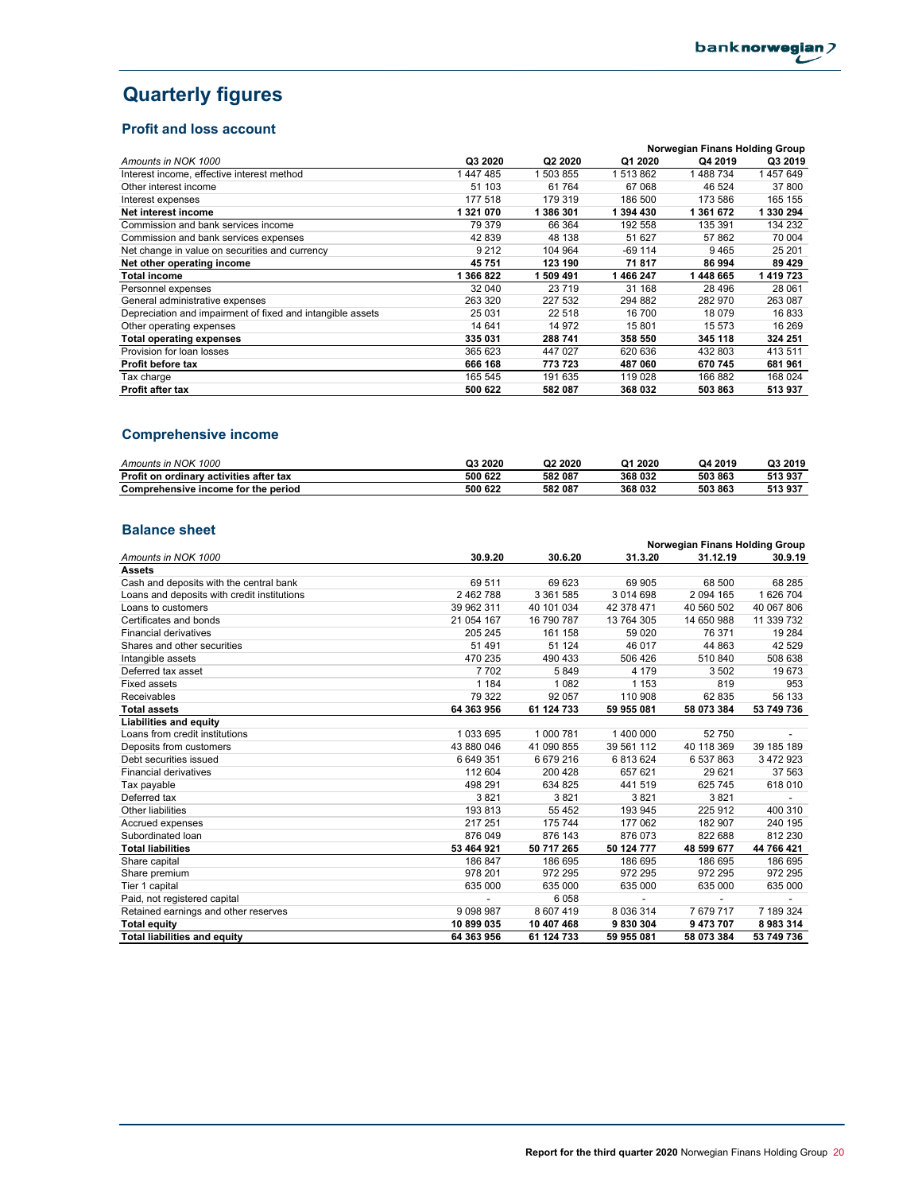# Quarterly figures

## Profit and loss account

| | | | | Norwegian Finans Holding Group | |
|---|---|---|---|---|---|
| *Amounts in NOK 1000* | **Q3 2020** | **Q2 2020** | **Q1 2020** | **Q4 2019** | **Q3 2019** |
| Interest income, effective interest method | 1 447 485 | 1 503 855 | 1 513 862 | 1 488 734 | 1 457 649 |
| Other interest income | 51 103 | 61 764 | 67 068 | 46 524 | 37 800 |
| Interest expenses | 177 518 | 179 319 | 186 500 | 173 586 | 165 155 |
| **Net interest income** | **1 321 070** | **1 386 301** | **1 394 430** | **1 361 672** | **1 330 294** |
| Commission and bank services income | 79 379 | 66 364 | 192 558 | 135 391 | 134 232 |
| Commission and bank services expenses | 42 839 | 48 138 | 51 627 | 57 862 | 70 004 |
| Net change in value on securities and currency | 9 212 | 104 964 | -69 114 | 9 465 | 25 201 |
| **Net other operating income** | **45 751** | **123 190** | **71 817** | **86 994** | **89 429** |
| **Total income** | **1 366 822** | **1 509 491** | **1 466 247** | **1 448 665** | **1 419 723** |
| Personnel expenses | 32 040 | 23 719 | 31 168 | 28 496 | 28 061 |
| General administrative expenses | 263 320 | 227 532 | 294 882 | 282 970 | 263 087 |
| Depreciation and impairment of fixed and intangible assets | 25 031 | 22 518 | 16 700 | 18 079 | 16 833 |
| Other operating expenses | 14 641 | 14 972 | 15 801 | 15 573 | 16 269 |
| **Total operating expenses** | **335 031** | **288 741** | **358 550** | **345 118** | **324 251** |
| Provision for loan losses | 365 623 | 447 027 | 620 636 | 432 803 | 413 511 |
| **Profit before tax** | **666 168** | **773 723** | **487 060** | **670 745** | **681 961** |
| Tax charge | 165 545 | 191 635 | 119 028 | 166 882 | 168 024 |
| **Profit after tax** | **500 622** | **582 087** | **368 032** | **503 863** | **513 937** |

## Comprehensive income

| *Amounts in NOK 1000* | **Q3 2020** | **Q2 2020** | **Q1 2020** | **Q4 2019** | **Q3 2019** |
|---|---|---|---|---|---|
| **Profit on ordinary activities after tax** | **500 622** | **582 087** | **368 032** | **503 863** | **513 937** |
| **Comprehensive income for the period** | **500 622** | **582 087** | **368 032** | **503 863** | **513 937** |

## Balance sheet

| | | | | Norwegian Finans Holding Group | |
|---|---|---|---|---|---|
| *Amounts in NOK 1000* | **30.9.20** | **30.6.20** | **31.3.20** | **31.12.19** | **30.9.19** |
| **Assets** | | | | | |
| Cash and deposits with the central bank | 69 511 | 69 623 | 69 905 | 68 500 | 68 285 |
| Loans and deposits with credit institutions | 2 462 788 | 3 361 585 | 3 014 698 | 2 094 165 | 1 626 704 |
| Loans to customers | 39 962 311 | 40 101 034 | 42 378 471 | 40 560 502 | 40 067 806 |
| Certificates and bonds | 21 054 167 | 16 790 787 | 13 764 305 | 14 650 988 | 11 339 732 |
| Financial derivatives | 205 245 | 161 158 | 59 020 | 76 371 | 19 284 |
| Shares and other securities | 51 491 | 51 124 | 46 017 | 44 863 | 42 529 |
| Intangible assets | 470 235 | 490 433 | 506 426 | 510 840 | 508 638 |
| Deferred tax asset | 7 702 | 5 849 | 4 179 | 3 502 | 19 673 |
| Fixed assets | 1 184 | 1 082 | 1 153 | 819 | 953 |
| Receivables | 79 322 | 92 057 | 110 908 | 62 835 | 56 133 |
| **Total assets** | **64 363 956** | **61 124 733** | **59 955 081** | **58 073 384** | **53 749 736** |
| **Liabilities and equity** | | | | | |
| Loans from credit institutions | 1 033 695 | 1 000 781 | 1 400 000 | 52 750 | - |
| Deposits from customers | 43 880 046 | 41 090 855 | 39 561 112 | 40 118 369 | 39 185 189 |
| Debt securities issued | 6 649 351 | 6 679 216 | 6 813 624 | 6 537 863 | 3 472 923 |
| Financial derivatives | 112 604 | 200 428 | 657 621 | 29 621 | 37 563 |
| Tax payable | 498 291 | 634 825 | 441 519 | 625 745 | 618 010 |
| Deferred tax | 3 821 | 3 821 | 3 821 | 3 821 | - |
| Other liabilities | 193 813 | 55 452 | 193 945 | 225 912 | 400 310 |
| Accrued expenses | 217 251 | 175 744 | 177 062 | 182 907 | 240 195 |
| Subordinated loan | 876 049 | 876 143 | 876 073 | 822 688 | 812 230 |
| **Total liabilities** | **53 464 921** | **50 717 265** | **50 124 777** | **48 599 677** | **44 766 421** |
| Share capital | 186 847 | 186 695 | 186 695 | 186 695 | 186 695 |
| Share premium | 978 201 | 972 295 | 972 295 | 972 295 | 972 295 |
| Tier 1 capital | 635 000 | 635 000 | 635 000 | 635 000 | 635 000 |
| Paid, not registered capital | - | 6 058 | - | - | - |
| Retained earnings and other reserves | 9 098 987 | 8 607 419 | 8 036 314 | 7 679 717 | 7 189 324 |
| **Total equity** | **10 899 035** | **10 407 468** | **9 830 304** | **9 473 707** | **8 983 314** |
| **Total liabilities and equity** | **64 363 956** | **61 124 733** | **59 955 081** | **58 073 384** | **53 749 736** |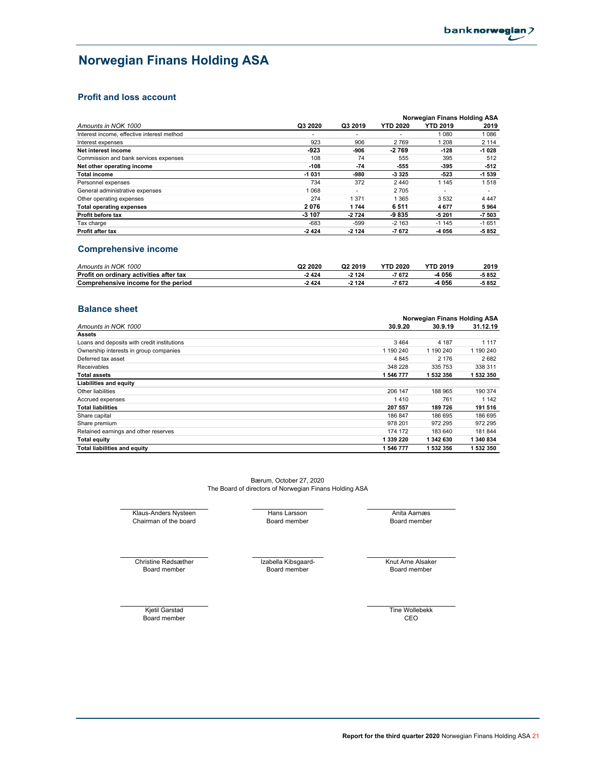# Norwegian Finans Holding ASA

## Profit and loss account

| Amounts in NOK 1000 | Q3 2020 | Q3 2019 | YTD 2020 | YTD 2019 | 2019 |
|---|---|---|---|---|---|
| | | | Norwegian Finans Holding ASA | | |
| Interest income, effective interest method | - | - | - | 1 080 | 1 086 |
| Interest expenses | 923 | 906 | 2 769 | 1 208 | 2 114 |
| **Net interest income** | **-923** | **-906** | **-2 769** | **-128** | **-1 028** |
| Commission and bank services expenses | 108 | 74 | 555 | 395 | 512 |
| **Net other operating income** | **-108** | **-74** | **-555** | **-395** | **-512** |
| **Total income** | **-1 031** | **-980** | **-3 325** | **-523** | **-1 539** |
| Personnel expenses | 734 | 372 | 2 440 | 1 145 | 1 518 |
| General administrative expenses | 1 068 | - | 2 705 | - | - |
| Other operating expenses | 274 | 1 371 | 1 365 | 3 532 | 4 447 |
| **Total operating expenses** | **2 076** | **1 744** | **6 511** | **4 677** | **5 964** |
| **Profit before tax** | **-3 107** | **-2 724** | **-9 835** | **-5 201** | **-7 503** |
| Tax charge | -683 | -599 | -2 163 | -1 145 | -1 651 |
| **Profit after tax** | **-2 424** | **-2 124** | **-7 672** | **-4 056** | **-5 852** |

## Comprehensive income

| Amounts in NOK 1000 | Q2 2020 | Q2 2019 | YTD 2020 | YTD 2019 | 2019 |
|---|---|---|---|---|---|
| **Profit on ordinary activities after tax** | **-2 424** | **-2 124** | **-7 672** | **-4 056** | **-5 852** |
| **Comprehensive income for the period** | **-2 424** | **-2 124** | **-7 672** | **-4 056** | **-5 852** |

## Balance sheet

| Amounts in NOK 1000 | 30.9.20 | 30.9.19 | 31.12.19 |
|---|---|---|---|
| | Norwegian Finans Holding ASA | | |
| **Assets** | | | |
| Loans and deposits with credit institutions | 3 464 | 4 187 | 1 117 |
| Ownership interests in group companies | 1 190 240 | 1 190 240 | 1 190 240 |
| Deferred tax asset | 4 845 | 2 176 | 2 682 |
| Receivables | 348 228 | 335 753 | 338 311 |
| **Total assets** | **1 546 777** | **1 532 356** | **1 532 350** |
| **Liabilities and equity** | | | |
| Other liabilities | 206 147 | 188 965 | 190 374 |
| Accrued expenses | 1 410 | 761 | 1 142 |
| **Total liabilities** | **207 557** | **189 726** | **191 516** |
| Share capital | 186 847 | 186 695 | 186 695 |
| Share premium | 978 201 | 972 295 | 972 295 |
| Retained earnings and other reserves | 174 172 | 183 640 | 181 844 |
| **Total equity** | **1 339 220** | **1 342 630** | **1 340 834** |
| **Total liabilities and equity** | **1 546 777** | **1 532 356** | **1 532 350** |

Bærum, October 27, 2020
The Board of directors of Norwegian Finans Holding ASA

Klaus-Anders Nysteen
Chairman of the board

Hans Larsson
Board member

Anita Aarnæs
Board member

Christine Rødsæther
Board member

Izabella Kibsgaard-
Board member

Knut Arne Alsaker
Board member

Kjetil Garstad
Board member

Tine Wollebekk
CEO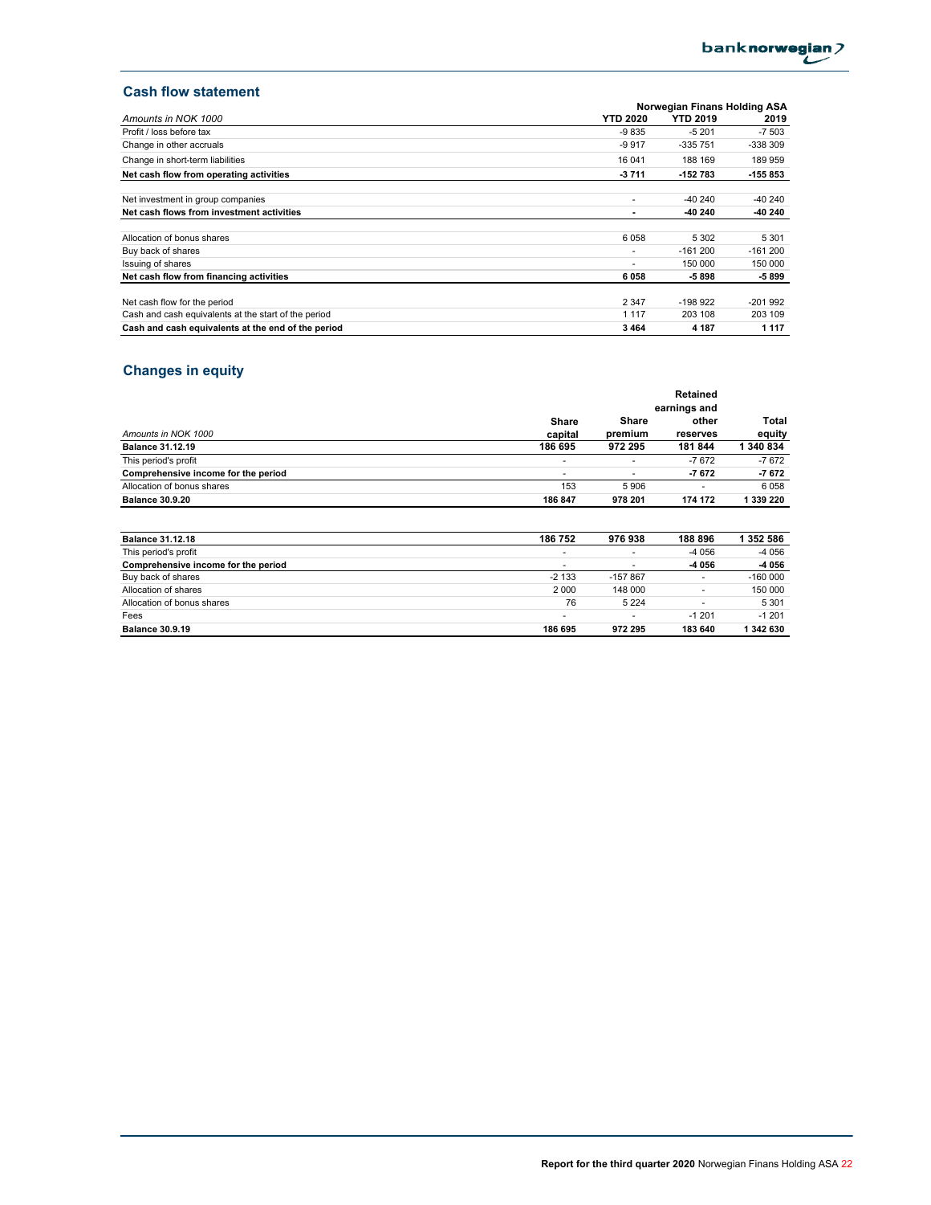## Cash flow statement

| Amounts in NOK 1000 | Norwegian Finans Holding ASA | | |
|---|---|---|---|
| | **YTD 2020** | **YTD 2019** | **2019** |
| Profit / loss before tax | -9 835 | -5 201 | -7 503 |
| Change in other accruals | -9 917 | -335 751 | -338 309 |
| Change in short-term liabilities | 16 041 | 188 169 | 189 959 |
| **Net cash flow from operating activities** | **-3 711** | **-152 783** | **-155 853** |
| | | | |
| Net investment in group companies | - | -40 240 | -40 240 |
| **Net cash flows from investment activities** | **-** | **-40 240** | **-40 240** |
| | | | |
| Allocation of bonus shares | 6 058 | 5 302 | 5 301 |
| Buy back of shares | - | -161 200 | -161 200 |
| Issuing of shares | - | 150 000 | 150 000 |
| **Net cash flow from financing activities** | **6 058** | **-5 898** | **-5 899** |
| | | | |
| Net cash flow for the period | 2 347 | -198 922 | -201 992 |
| Cash and cash equivalents at the start of the period | 1 117 | 203 108 | 203 109 |
| **Cash and cash equivalents at the end of the period** | **3 464** | **4 187** | **1 117** |

## Changes in equity

| *Amounts in NOK 1000* | **Share capital** | **Share premium** | **Retained earnings and other reserves** | **Total equity** |
|---|---|---|---|---|
| **Balance 31.12.19** | **186 695** | **972 295** | **181 844** | **1 340 834** |
| This period's profit | - | - | -7 672 | -7 672 |
| **Comprehensive income for the period** | - | - | **-7 672** | **-7 672** |
| Allocation of bonus shares | 153 | 5 906 | - | 6 058 |
| **Balance 30.9.20** | **186 847** | **978 201** | **174 172** | **1 339 220** |

| | | | | |
|---|---|---|---|---|
| **Balance 31.12.18** | **186 752** | **976 938** | **188 896** | **1 352 586** |
| This period's profit | - | - | -4 056 | -4 056 |
| **Comprehensive income for the period** | - | - | **-4 056** | **-4 056** |
| Buy back of shares | -2 133 | -157 867 | - | -160 000 |
| Allocation of shares | 2 000 | 148 000 | - | 150 000 |
| Allocation of bonus shares | 76 | 5 224 | - | 5 301 |
| Fees | - | - | -1 201 | -1 201 |
| **Balance 30.9.19** | **186 695** | **972 295** | **183 640** | **1 342 630** |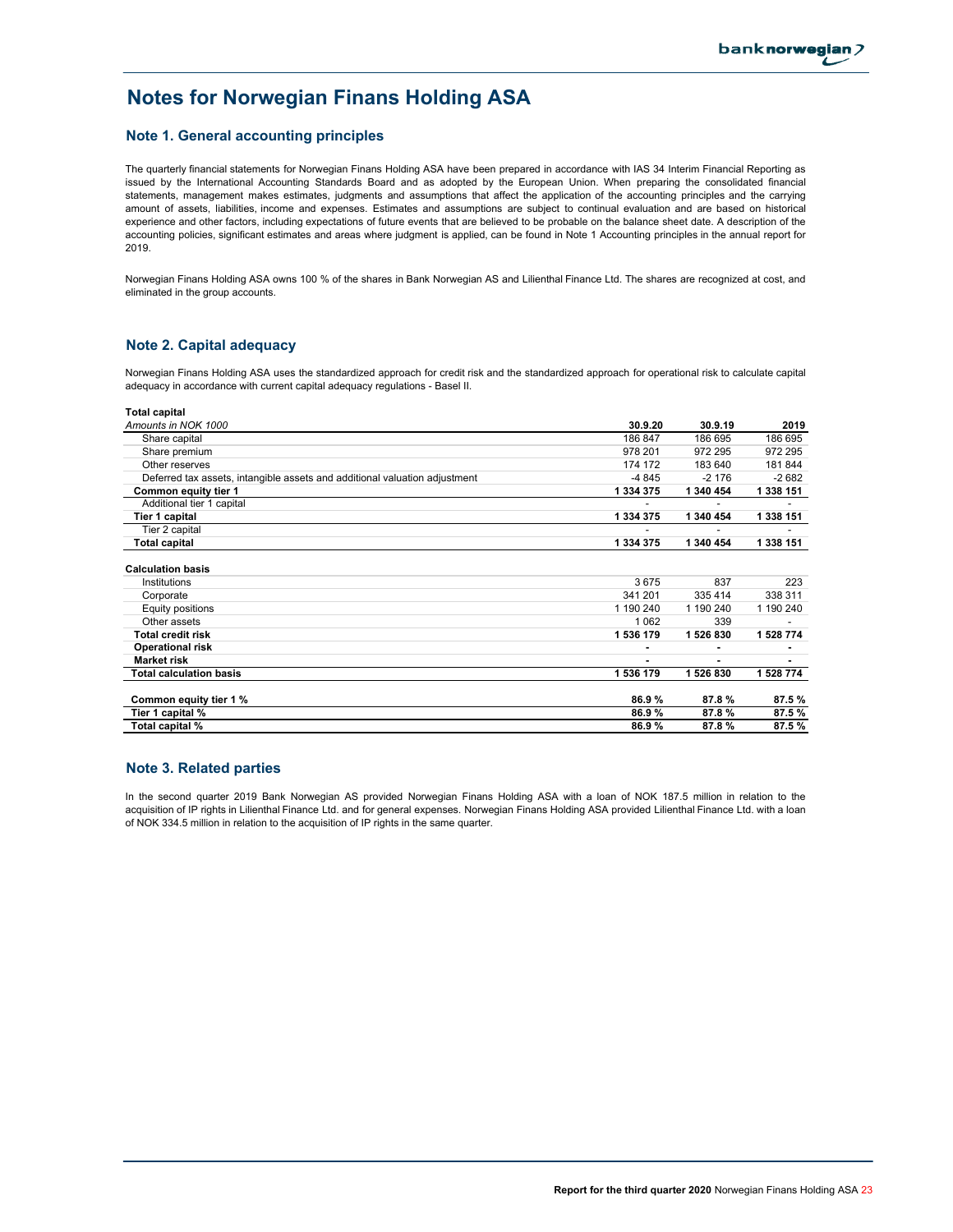# Notes for Norwegian Finans Holding ASA

## Note 1. General accounting principles

The quarterly financial statements for Norwegian Finans Holding ASA have been prepared in accordance with IAS 34 Interim Financial Reporting as issued by the International Accounting Standards Board and as adopted by the European Union. When preparing the consolidated financial statements, management makes estimates, judgments and assumptions that affect the application of the accounting principles and the carrying amount of assets, liabilities, income and expenses. Estimates and assumptions are subject to continual evaluation and are based on historical experience and other factors, including expectations of future events that are believed to be probable on the balance sheet date. A description of the accounting policies, significant estimates and areas where judgment is applied, can be found in Note 1 Accounting principles in the annual report for 2019.

Norwegian Finans Holding ASA owns 100 % of the shares in Bank Norwegian AS and Lilienthal Finance Ltd. The shares are recognized at cost, and eliminated in the group accounts.

## Note 2. Capital adequacy

Norwegian Finans Holding ASA uses the standardized approach for credit risk and the standardized approach for operational risk to calculate capital adequacy in accordance with current capital adequacy regulations - Basel II.

**Total capital**

| *Amounts in NOK 1000* | 30.9.20 | 30.9.19 | 2019 |
|---|---|---|---|
| Share capital | 186 847 | 186 695 | 186 695 |
| Share premium | 978 201 | 972 295 | 972 295 |
| Other reserves | 174 172 | 183 640 | 181 844 |
| Deferred tax assets, intangible assets and additional valuation adjustment | -4 845 | -2 176 | -2 682 |
| **Common equity tier 1** | **1 334 375** | **1 340 454** | **1 338 151** |
| Additional tier 1 capital | - | - | - |
| **Tier 1 capital** | **1 334 375** | **1 340 454** | **1 338 151** |
| Tier 2 capital | - | - | - |
| **Total capital** | **1 334 375** | **1 340 454** | **1 338 151** |
| **Calculation basis** | | | |
| Institutions | 3 675 | 837 | 223 |
| Corporate | 341 201 | 335 414 | 338 311 |
| Equity positions | 1 190 240 | 1 190 240 | 1 190 240 |
| Other assets | 1 062 | 339 | - |
| **Total credit risk** | **1 536 179** | **1 526 830** | **1 528 774** |
| **Operational risk** | **-** | **-** | **-** |
| **Market risk** | **-** | **-** | **-** |
| **Total calculation basis** | **1 536 179** | **1 526 830** | **1 528 774** |
| **Common equity tier 1 %** | **86.9 %** | **87.8 %** | **87.5 %** |
| **Tier 1 capital %** | **86.9 %** | **87.8 %** | **87.5 %** |
| **Total capital %** | **86.9 %** | **87.8 %** | **87.5 %** |

## Note 3. Related parties

In the second quarter 2019 Bank Norwegian AS provided Norwegian Finans Holding ASA with a loan of NOK 187.5 million in relation to the acquisition of IP rights in Lilienthal Finance Ltd. and for general expenses. Norwegian Finans Holding ASA provided Lilienthal Finance Ltd. with a loan of NOK 334.5 million in relation to the acquisition of IP rights in the same quarter.